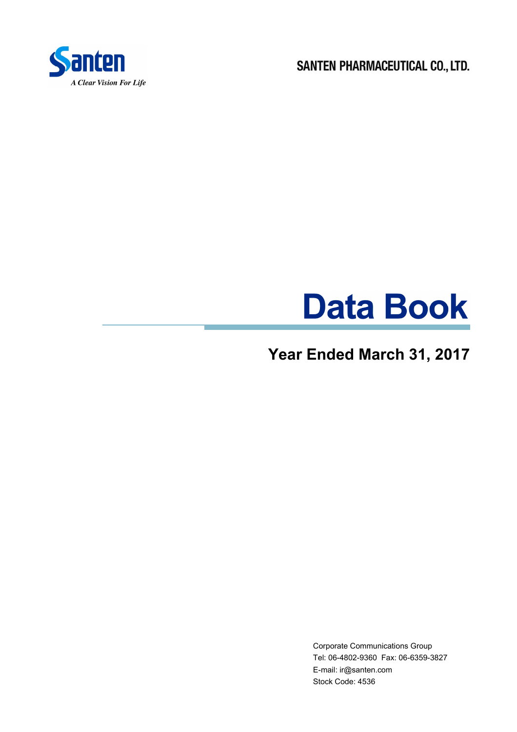Santen

*A Clear Vision For Life*

SANTEN PHARMACEUTICAL CO., LTD.

# Data Book

## Year Ended March 31, 2017

Corporate Communications Group
Tel: 06-4802-9360 Fax: 06-6359-3827
E-mail: ir@santen.com
Stock Code: 4536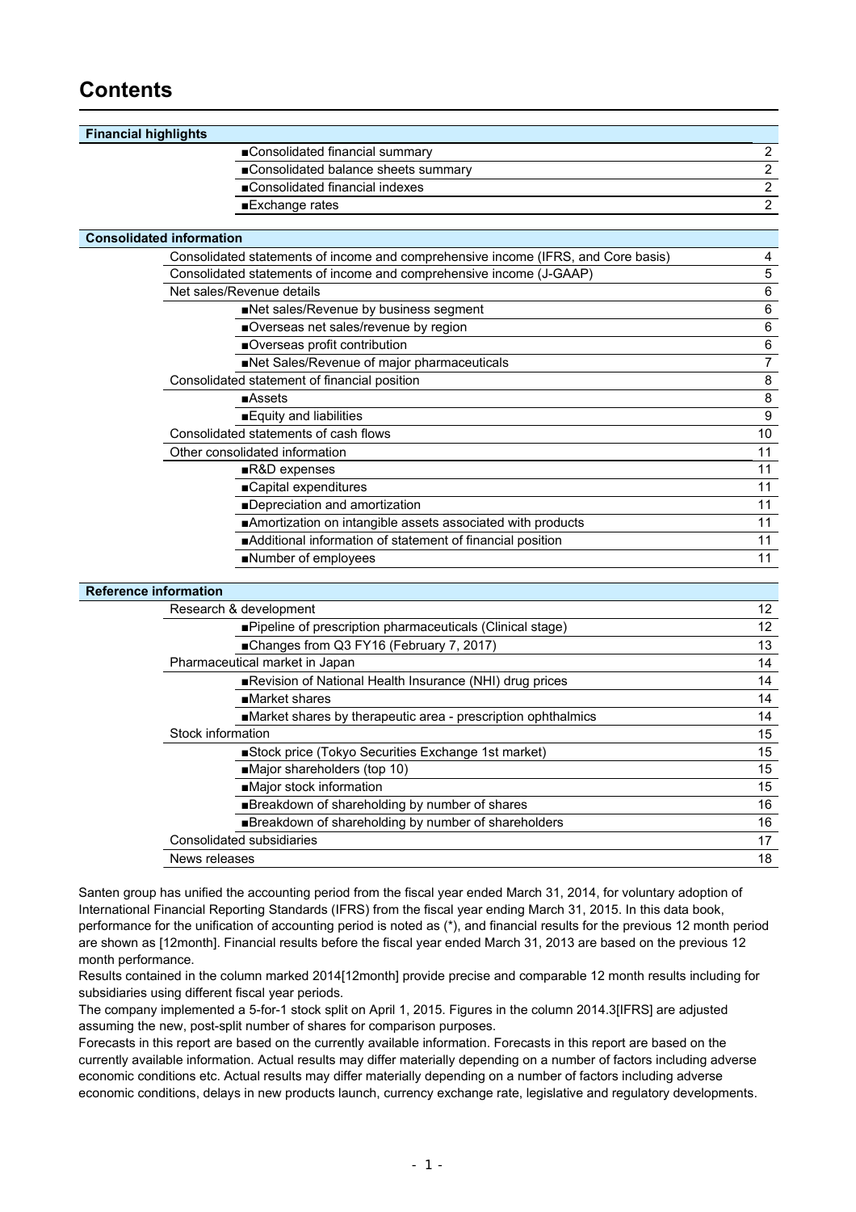# Contents

| Section | Item | Page |
|---|---|---|
| **Financial highlights** | | |
| | ■Consolidated financial summary | 2 |
| | ■Consolidated balance sheets summary | 2 |
| | ■Consolidated financial indexes | 2 |
| | ■Exchange rates | 2 |
| **Consolidated information** | | |
| | Consolidated statements of income and comprehensive income (IFRS, and Core basis) | 4 |
| | Consolidated statements of income and comprehensive income (J-GAAP) | 5 |
| | Net sales/Revenue details | 6 |
| | ■Net sales/Revenue by business segment | 6 |
| | ■Overseas net sales/revenue by region | 6 |
| | ■Overseas profit contribution | 6 |
| | ■Net Sales/Revenue of major pharmaceuticals | 7 |
| | Consolidated statement of financial position | 8 |
| | ■Assets | 8 |
| | ■Equity and liabilities | 9 |
| | Consolidated statements of cash flows | 10 |
| | Other consolidated information | 11 |
| | ■R&D expenses | 11 |
| | ■Capital expenditures | 11 |
| | ■Depreciation and amortization | 11 |
| | ■Amortization on intangible assets associated with products | 11 |
| | ■Additional information of statement of financial position | 11 |
| | ■Number of employees | 11 |
| **Reference information** | | |
| | Research & development | 12 |
| | ■Pipeline of prescription pharmaceuticals (Clinical stage) | 12 |
| | ■Changes from Q3 FY16 (February 7, 2017) | 13 |
| | Pharmaceutical market in Japan | 14 |
| | ■Revision of National Health Insurance (NHI) drug prices | 14 |
| | ■Market shares | 14 |
| | ■Market shares by therapeutic area - prescription ophthalmics | 14 |
| | Stock information | 15 |
| | ■Stock price (Tokyo Securities Exchange 1st market) | 15 |
| | ■Major shareholders (top 10) | 15 |
| | ■Major stock information | 15 |
| | ■Breakdown of shareholding by number of shares | 16 |
| | ■Breakdown of shareholding by number of shareholders | 16 |
| | Consolidated subsidiaries | 17 |
| | News releases | 18 |

Santen group has unified the accounting period from the fiscal year ended March 31, 2014, for voluntary adoption of International Financial Reporting Standards (IFRS) from the fiscal year ending March 31, 2015. In this data book, performance for the unification of accounting period is noted as (*), and financial results for the previous 12 month period are shown as [12month]. Financial results before the fiscal year ended March 31, 2013 are based on the previous 12 month performance.

Results contained in the column marked 2014[12month] provide precise and comparable 12 month results including for subsidiaries using different fiscal year periods.

The company implemented a 5-for-1 stock split on April 1, 2015. Figures in the column 2014.3[IFRS] are adjusted assuming the new, post-split number of shares for comparison purposes.

Forecasts in this report are based on the currently available information. Forecasts in this report are based on the currently available information. Actual results may differ materially depending on a number of factors including adverse economic conditions etc. Actual results may differ materially depending on a number of factors including adverse economic conditions, delays in new products launch, currency exchange rate, legislative and regulatory developments.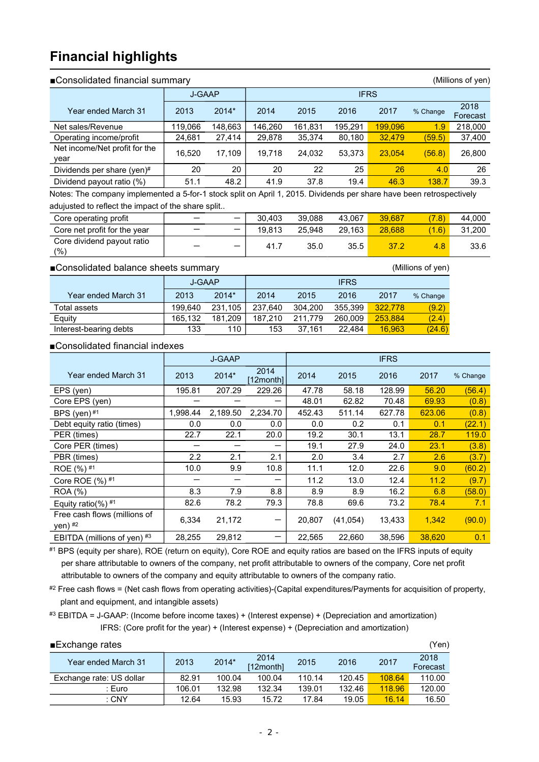# Financial highlights

■Consolidated financial summary (Millions of yen)

| Year ended March 31 | J-GAAP | | IFRS | | | | | |
|---|---|---|---|---|---|---|---|---|
| | 2013 | 2014* | 2014 | 2015 | 2016 | 2017 | % Change | 2018 Forecast |
| Net sales/Revenue | 119,066 | 148,663 | 146,260 | 161,831 | 195,291 | 199,096 | 1.9 | 218,000 |
| Operating income/profit | 24,681 | 27,414 | 29,878 | 35,374 | 80,180 | 32,479 | (59.5) | 37,400 |
| Net income/Net profit for the year | 16,520 | 17,109 | 19,718 | 24,032 | 53,373 | 23,054 | (56.8) | 26,800 |
| Dividends per share (yen)# | 20 | 20 | 20 | 22 | 25 | 26 | 4.0 | 26 |
| Dividend payout ratio (%) | 51.1 | 48.2 | 41.9 | 37.8 | 19.4 | 46.3 | 138.7 | 39.3 |

Notes: The company implemented a 5-for-1 stock split on April 1, 2015. Dividends per share have been retrospectively adujusted to reflect the impact of the share split..

| | | | | | | | | |
|---|---|---|---|---|---|---|---|---|
| Core operating profit | — | — | 30,403 | 39,088 | 43,067 | 39,687 | (7.8) | 44,000 |
| Core net profit for the year | — | — | 19,813 | 25,948 | 29,163 | 28,688 | (1.6) | 31,200 |
| Core dividend payout ratio (%) | — | — | 41.7 | 35.0 | 35.5 | 37.2 | 4.8 | 33.6 |

■Consolidated balance sheets summary (Millions of yen)

| Year ended March 31 | J-GAAP | | IFRS | | | | |
|---|---|---|---|---|---|---|---|
| | 2013 | 2014* | 2014 | 2015 | 2016 | 2017 | % Change |
| Total assets | 199,640 | 231,105 | 237,640 | 304,200 | 355,399 | 322,778 | (9.2) |
| Equity | 165,132 | 181,209 | 187,210 | 211,779 | 260,009 | 253,884 | (2.4) |
| Interest-bearing debts | 133 | 110 | 153 | 37,161 | 22,484 | 16,963 | (24.6) |

■Consolidated financial indexes

| Year ended March 31 | J-GAAP | | | IFRS | | | | |
|---|---|---|---|---|---|---|---|---|
| | 2013 | 2014* | 2014 [12month] | 2014 | 2015 | 2016 | 2017 | % Change |
| EPS (yen) | 195.81 | 207.29 | 229.26 | 47.78 | 58.18 | 128.99 | 56.20 | (56.4) |
| Core EPS (yen) | — | — | — | 48.01 | 62.82 | 70.48 | 69.93 | (0.8) |
| BPS (yen) #1 | 1,998.44 | 2,189.50 | 2,234.70 | 452.43 | 511.14 | 627.78 | 623.06 | (0.8) |
| Debt equity ratio (times) | 0.0 | 0.0 | 0.0 | 0.0 | 0.2 | 0.1 | 0.1 | (22.1) |
| PER (times) | 22.7 | 22.1 | 20.0 | 19.2 | 30.1 | 13.1 | 28.7 | 119.0 |
| Core PER (times) | — | — | — | 19.1 | 27.9 | 24.0 | 23.1 | (3.8) |
| PBR (times) | 2.2 | 2.1 | 2.1 | 2.0 | 3.4 | 2.7 | 2.6 | (3.7) |
| ROE (%) #1 | 10.0 | 9.9 | 10.8 | 11.1 | 12.0 | 22.6 | 9.0 | (60.2) |
| Core ROE (%) #1 | — | — | — | 11.2 | 13.0 | 12.4 | 11.2 | (9.7) |
| ROA (%) | 8.3 | 7.9 | 8.8 | 8.9 | 8.9 | 16.2 | 6.8 | (58.0) |
| Equity ratio(%) #1 | 82.6 | 78.2 | 79.3 | 78.8 | 69.6 | 73.2 | 78.4 | 7.1 |
| Free cash flows (millions of yen) #2 | 6,334 | 21,172 | — | 20,807 | (41,054) | 13,433 | 1,342 | (90.0) |
| EBITDA (millions of yen) #3 | 28,255 | 29,812 | — | 22,565 | 22,660 | 38,596 | 38,620 | 0.1 |

#1 BPS (equity per share), ROE (return on equity), Core ROE and equity ratios are based on the IFRS inputs of equity per share attributable to owners of the company, net profit attributable to owners of the company, Core net profit attributable to owners of the company and equity attributable to owners of the company ratio.

#2 Free cash flows = (Net cash flows from operating activities)-(Capital expenditures/Payments for acquisition of property, plant and equipment, and intangible assets)

#3 EBITDA = J-GAAP: (Income before income taxes) + (Interest expense) + (Depreciation and amortization)
IFRS: (Core profit for the year) + (Interest expense) + (Depreciation and amortization)

■Exchange rates (Yen)

| Year ended March 31 | 2013 | 2014* | 2014 [12month] | 2015 | 2016 | 2017 | 2018 Forecast |
|---|---|---|---|---|---|---|---|
| Exchange rate: US dollar | 82.91 | 100.04 | 100.04 | 110.14 | 120.45 | 108.64 | 110.00 |
| : Euro | 106.01 | 132.98 | 132.34 | 139.01 | 132.46 | 118.96 | 120.00 |
| : CNY | 12.64 | 15.93 | 15.72 | 17.84 | 19.05 | 16.14 | 16.50 |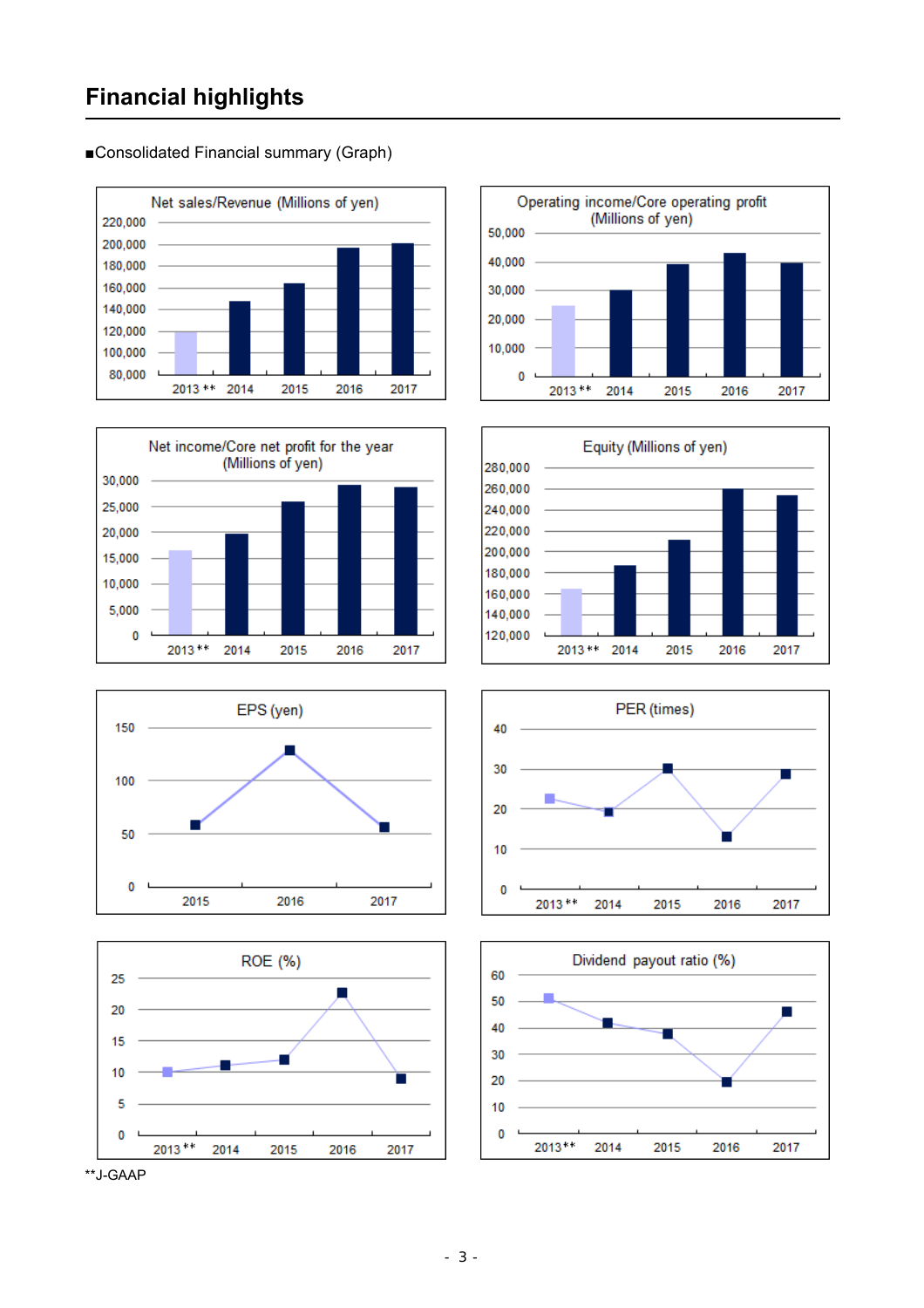## Financial highlights

■Consolidated Financial summary (Graph)

Net sales/Revenue (Millions of yen)

Operating income/Core operating profit (Millions of yen)

Net income/Core net profit for the year (Millions of yen)

Equity (Millions of yen)

EPS (yen)

PER (times)

ROE (%)

Dividend payout ratio (%)

**J-GAAP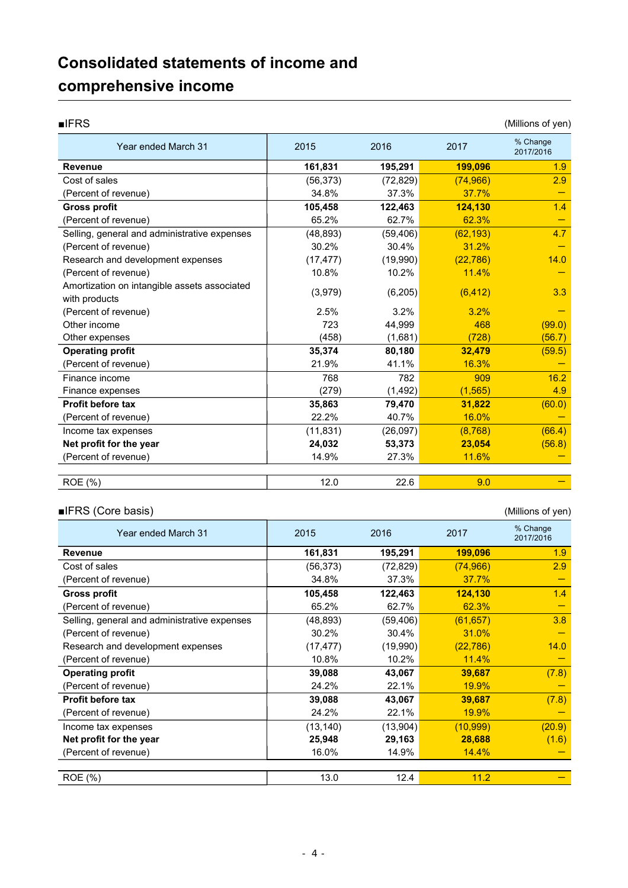# Consolidated statements of income and comprehensive income

■IFRS (Millions of yen)

| Year ended March 31 | 2015 | 2016 | 2017 | % Change 2017/2016 |
|---|---|---|---|---|
| **Revenue** | **161,831** | **195,291** | **199,096** | 1.9 |
| Cost of sales | (56,373) | (72,829) | (74,966) | 2.9 |
| (Percent of revenue) | 34.8% | 37.3% | 37.7% | — |
| **Gross profit** | **105,458** | **122,463** | **124,130** | 1.4 |
| (Percent of revenue) | 65.2% | 62.7% | 62.3% | — |
| Selling, general and administrative expenses | (48,893) | (59,406) | (62,193) | 4.7 |
| (Percent of revenue) | 30.2% | 30.4% | 31.2% | — |
| Research and development expenses | (17,477) | (19,990) | (22,786) | 14.0 |
| (Percent of revenue) | 10.8% | 10.2% | 11.4% | — |
| Amortization on intangible assets associated with products | (3,979) | (6,205) | (6,412) | 3.3 |
| (Percent of revenue) | 2.5% | 3.2% | 3.2% | — |
| Other income | 723 | 44,999 | 468 | (99.0) |
| Other expenses | (458) | (1,681) | (728) | (56.7) |
| **Operating profit** | **35,374** | **80,180** | **32,479** | (59.5) |
| (Percent of revenue) | 21.9% | 41.1% | 16.3% | — |
| Finance income | 768 | 782 | 909 | 16.2 |
| Finance expenses | (279) | (1,492) | (1,565) | 4.9 |
| **Profit before tax** | **35,863** | **79,470** | **31,822** | (60.0) |
| (Percent of revenue) | 22.2% | 40.7% | 16.0% | — |
| Income tax expenses | (11,831) | (26,097) | (8,768) | (66.4) |
| **Net profit for the year** | **24,032** | **53,373** | **23,054** | (56.8) |
| (Percent of revenue) | 14.9% | 27.3% | 11.6% | — |
| | | | | |
| ROE (%) | 12.0 | 22.6 | 9.0 | — |

■IFRS (Core basis) (Millions of yen)

| Year ended March 31 | 2015 | 2016 | 2017 | % Change 2017/2016 |
|---|---|---|---|---|
| **Revenue** | **161,831** | **195,291** | **199,096** | 1.9 |
| Cost of sales | (56,373) | (72,829) | (74,966) | 2.9 |
| (Percent of revenue) | 34.8% | 37.3% | 37.7% | — |
| **Gross profit** | **105,458** | **122,463** | **124,130** | 1.4 |
| (Percent of revenue) | 65.2% | 62.7% | 62.3% | — |
| Selling, general and administrative expenses | (48,893) | (59,406) | (61,657) | 3.8 |
| (Percent of revenue) | 30.2% | 30.4% | 31.0% | — |
| Research and development expenses | (17,477) | (19,990) | (22,786) | 14.0 |
| (Percent of revenue) | 10.8% | 10.2% | 11.4% | — |
| **Operating profit** | **39,088** | **43,067** | **39,687** | (7.8) |
| (Percent of revenue) | 24.2% | 22.1% | 19.9% | — |
| **Profit before tax** | **39,088** | **43,067** | **39,687** | (7.8) |
| (Percent of revenue) | 24.2% | 22.1% | 19.9% | — |
| Income tax expenses | (13,140) | (13,904) | (10,999) | (20.9) |
| **Net profit for the year** | **25,948** | **29,163** | **28,688** | (1.6) |
| (Percent of revenue) | 16.0% | 14.9% | 14.4% | — |
| | | | | |
| ROE (%) | 13.0 | 12.4 | 11.2 | — |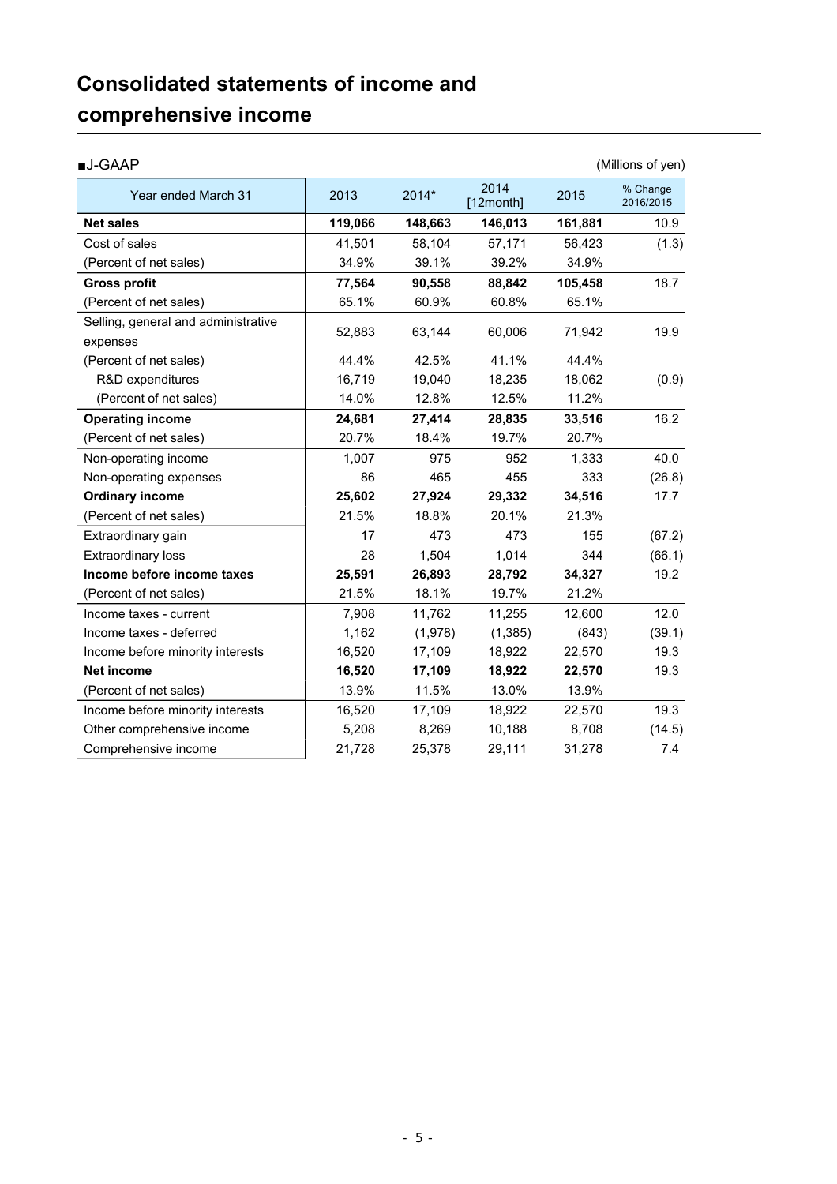# Consolidated statements of income and comprehensive income

■J-GAAP (Millions of yen)

| Year ended March 31 | 2013 | 2014* | 2014 [12month] | 2015 | % Change 2016/2015 |
|---|---|---|---|---|---|
| **Net sales** | **119,066** | **148,663** | **146,013** | **161,881** | 10.9 |
| Cost of sales | 41,501 | 58,104 | 57,171 | 56,423 | (1.3) |
| (Percent of net sales) | 34.9% | 39.1% | 39.2% | 34.9% | |
| **Gross profit** | **77,564** | **90,558** | **88,842** | **105,458** | 18.7 |
| (Percent of net sales) | 65.1% | 60.9% | 60.8% | 65.1% | |
| Selling, general and administrative expenses | 52,883 | 63,144 | 60,006 | 71,942 | 19.9 |
| (Percent of net sales) | 44.4% | 42.5% | 41.1% | 44.4% | |
| R&D expenditures | 16,719 | 19,040 | 18,235 | 18,062 | (0.9) |
| (Percent of net sales) | 14.0% | 12.8% | 12.5% | 11.2% | |
| **Operating income** | **24,681** | **27,414** | **28,835** | **33,516** | 16.2 |
| (Percent of net sales) | 20.7% | 18.4% | 19.7% | 20.7% | |
| Non-operating income | 1,007 | 975 | 952 | 1,333 | 40.0 |
| Non-operating expenses | 86 | 465 | 455 | 333 | (26.8) |
| **Ordinary income** | **25,602** | **27,924** | **29,332** | **34,516** | 17.7 |
| (Percent of net sales) | 21.5% | 18.8% | 20.1% | 21.3% | |
| Extraordinary gain | 17 | 473 | 473 | 155 | (67.2) |
| Extraordinary loss | 28 | 1,504 | 1,014 | 344 | (66.1) |
| **Income before income taxes** | **25,591** | **26,893** | **28,792** | **34,327** | 19.2 |
| (Percent of net sales) | 21.5% | 18.1% | 19.7% | 21.2% | |
| Income taxes - current | 7,908 | 11,762 | 11,255 | 12,600 | 12.0 |
| Income taxes - deferred | 1,162 | (1,978) | (1,385) | (843) | (39.1) |
| Income before minority interests | 16,520 | 17,109 | 18,922 | 22,570 | 19.3 |
| **Net income** | **16,520** | **17,109** | **18,922** | **22,570** | 19.3 |
| (Percent of net sales) | 13.9% | 11.5% | 13.0% | 13.9% | |
| Income before minority interests | 16,520 | 17,109 | 18,922 | 22,570 | 19.3 |
| Other comprehensive income | 5,208 | 8,269 | 10,188 | 8,708 | (14.5) |
| Comprehensive income | 21,728 | 25,378 | 29,111 | 31,278 | 7.4 |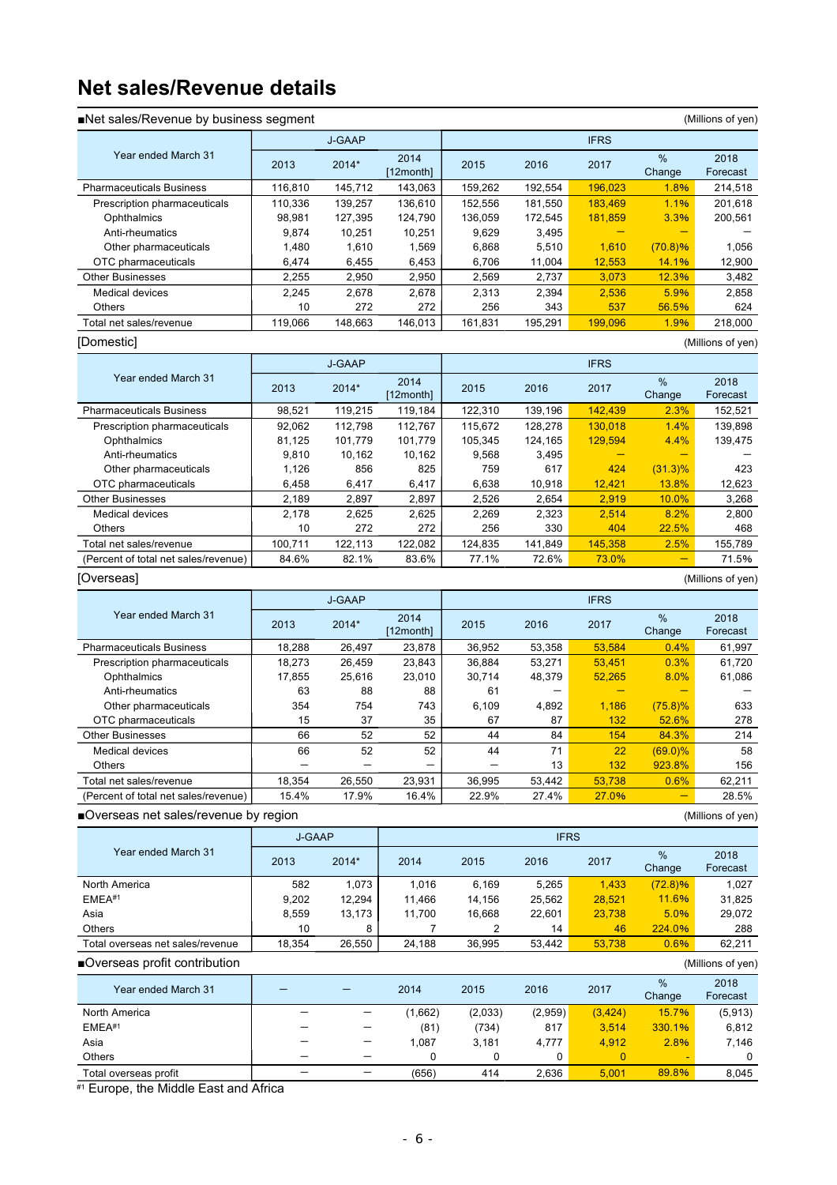# Net sales/Revenue details

■Net sales/Revenue by business segment (Millions of yen)

| Year ended March 31 | J-GAAP | | | IFRS | | | | |
|---|---|---|---|---|---|---|---|---|
| | 2013 | 2014* | 2014 [12month] | 2015 | 2016 | 2017 | % Change | 2018 Forecast |
| Pharmaceuticals Business | 116,810 | 145,712 | 143,063 | 159,262 | 192,554 | 196,023 | 1.8% | 214,518 |
| Prescription pharmaceuticals | 110,336 | 139,257 | 136,610 | 152,556 | 181,550 | 183,469 | 1.1% | 201,618 |
| Ophthalmics | 98,981 | 127,395 | 124,790 | 136,059 | 172,545 | 181,859 | 3.3% | 200,561 |
| Anti-rheumatics | 9,874 | 10,251 | 10,251 | 9,629 | 3,495 | — | — | — |
| Other pharmaceuticals | 1,480 | 1,610 | 1,569 | 6,868 | 5,510 | 1,610 | (70.8)% | 1,056 |
| OTC pharmaceuticals | 6,474 | 6,455 | 6,453 | 6,706 | 11,004 | 12,553 | 14.1% | 12,900 |
| Other Businesses | 2,255 | 2,950 | 2,950 | 2,569 | 2,737 | 3,073 | 12.3% | 3,482 |
| Medical devices | 2,245 | 2,678 | 2,678 | 2,313 | 2,394 | 2,536 | 5.9% | 2,858 |
| Others | 10 | 272 | 272 | 256 | 343 | 537 | 56.5% | 624 |
| Total net sales/revenue | 119,066 | 148,663 | 146,013 | 161,831 | 195,291 | 199,096 | 1.9% | 218,000 |

[Domestic] (Millions of yen)

| Year ended March 31 | J-GAAP | | | IFRS | | | | |
|---|---|---|---|---|---|---|---|---|
| | 2013 | 2014* | 2014 [12month] | 2015 | 2016 | 2017 | % Change | 2018 Forecast |
| Pharmaceuticals Business | 98,521 | 119,215 | 119,184 | 122,310 | 139,196 | 142,439 | 2.3% | 152,521 |
| Prescription pharmaceuticals | 92,062 | 112,798 | 112,767 | 115,672 | 128,278 | 130,018 | 1.4% | 139,898 |
| Ophthalmics | 81,125 | 101,779 | 101,779 | 105,345 | 124,165 | 129,594 | 4.4% | 139,475 |
| Anti-rheumatics | 9,810 | 10,162 | 10,162 | 9,568 | 3,495 | — | — | — |
| Other pharmaceuticals | 1,126 | 856 | 825 | 759 | 617 | 424 | (31.3)% | 423 |
| OTC pharmaceuticals | 6,458 | 6,417 | 6,417 | 6,638 | 10,918 | 12,421 | 13.8% | 12,623 |
| Other Businesses | 2,189 | 2,897 | 2,897 | 2,526 | 2,654 | 2,919 | 10.0% | 3,268 |
| Medical devices | 2,178 | 2,625 | 2,625 | 2,269 | 2,323 | 2,514 | 8.2% | 2,800 |
| Others | 10 | 272 | 272 | 256 | 330 | 404 | 22.5% | 468 |
| Total net sales/revenue | 100,711 | 122,113 | 122,082 | 124,835 | 141,849 | 145,358 | 2.5% | 155,789 |
| (Percent of total net sales/revenue) | 84.6% | 82.1% | 83.6% | 77.1% | 72.6% | 73.0% | — | 71.5% |

[Overseas] (Millions of yen)

| Year ended March 31 | J-GAAP | | | IFRS | | | | |
|---|---|---|---|---|---|---|---|---|
| | 2013 | 2014* | 2014 [12month] | 2015 | 2016 | 2017 | % Change | 2018 Forecast |
| Pharmaceuticals Business | 18,288 | 26,497 | 23,878 | 36,952 | 53,358 | 53,584 | 0.4% | 61,997 |
| Prescription pharmaceuticals | 18,273 | 26,459 | 23,843 | 36,884 | 53,271 | 53,451 | 0.3% | 61,720 |
| Ophthalmics | 17,855 | 25,616 | 23,010 | 30,714 | 48,379 | 52,265 | 8.0% | 61,086 |
| Anti-rheumatics | 63 | 88 | 88 | 61 | — | — | — | — |
| Other pharmaceuticals | 354 | 754 | 743 | 6,109 | 4,892 | 1,186 | (75.8)% | 633 |
| OTC pharmaceuticals | 15 | 37 | 35 | 67 | 87 | 132 | 52.6% | 278 |
| Other Businesses | 66 | 52 | 52 | 44 | 84 | 154 | 84.3% | 214 |
| Medical devices | 66 | 52 | 52 | 44 | 71 | 22 | (69.0)% | 58 |
| Others | — | — | — | — | 13 | 132 | 923.8% | 156 |
| Total net sales/revenue | 18,354 | 26,550 | 23,931 | 36,995 | 53,442 | 53,738 | 0.6% | 62,211 |
| (Percent of total net sales/revenue) | 15.4% | 17.9% | 16.4% | 22.9% | 27.4% | 27.0% | — | 28.5% |

■Overseas net sales/revenue by region (Millions of yen)

| Year ended March 31 | J-GAAP | | IFRS | | | | | |
|---|---|---|---|---|---|---|---|---|
| | 2013 | 2014* | 2014 | 2015 | 2016 | 2017 | % Change | 2018 Forecast |
| North America | 582 | 1,073 | 1,016 | 6,169 | 5,265 | 1,433 | (72.8)% | 1,027 |
| EMEA[#1] | 9,202 | 12,294 | 11,466 | 14,156 | 25,562 | 28,521 | 11.6% | 31,825 |
| Asia | 8,559 | 13,173 | 11,700 | 16,668 | 22,601 | 23,738 | 5.0% | 29,072 |
| Others | 10 | 8 | 7 | 2 | 14 | 46 | 224.0% | 288 |
| Total overseas net sales/revenue | 18,354 | 26,550 | 24,188 | 36,995 | 53,442 | 53,738 | 0.6% | 62,211 |

■Overseas profit contribution (Millions of yen)

| Year ended March 31 | — | — | 2014 | 2015 | 2016 | 2017 | % Change | 2018 Forecast |
|---|---|---|---|---|---|---|---|---|
| North America | — | — | (1,662) | (2,033) | (2,959) | (3,424) | 15.7% | (5,913) |
| EMEA[#1] | — | — | (81) | (734) | 817 | 3,514 | 330.1% | 6,812 |
| Asia | — | — | 1,087 | 3,181 | 4,777 | 4,912 | 2.8% | 7,146 |
| Others | — | — | 0 | 0 | 0 | 0 | - | 0 |
| Total overseas profit | — | — | (656) | 414 | 2,636 | 5,001 | 89.8% | 8,045 |

[#1] Europe, the Middle East and Africa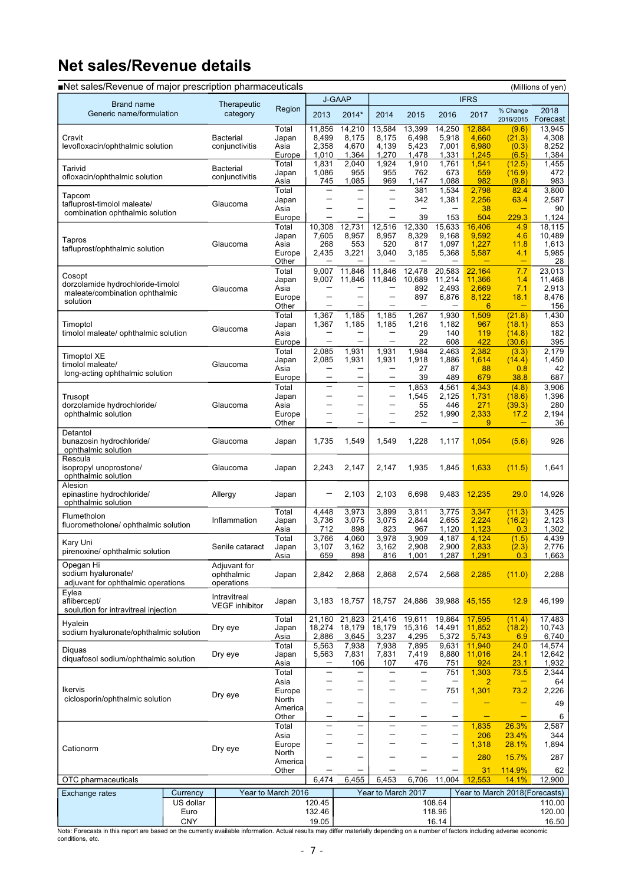# Net sales/Revenue details

■Net sales/Revenue of major prescription pharmaceuticals (Millions of yen)

| Brand name / Generic name/formulation | Therapeutic category | Region | J-GAAP 2013 | J-GAAP 2014* | IFRS 2014 | IFRS 2015 | IFRS 2016 | IFRS 2017 | % Change 2016/2015 | 2018 Forecast |
|---|---|---|---|---|---|---|---|---|---|---|
| Cravit levofloxacin/ophthalmic solution | Bacterial conjunctivitis | Total | 11,856 | 14,210 | 13,584 | 13,399 | 14,250 | 12,884 | (9.6) | 13,945 |
| | | Japan | 8,499 | 8,175 | 8,175 | 6,498 | 5,918 | 4,660 | (21.3) | 4,308 |
| | | Asia | 2,358 | 4,670 | 4,139 | 5,423 | 7,001 | 6,980 | (0.3) | 8,252 |
| | | Europe | 1,010 | 1,364 | 1,270 | 1,478 | 1,331 | 1,245 | (6.5) | 1,384 |
| Tarivid ofloxacin/ophthalmic solution | Bacterial conjunctivitis | Total | 1,831 | 2,040 | 1,924 | 1,910 | 1,761 | 1,541 | (12.5) | 1,455 |
| | | Japan | 1,086 | 955 | 955 | 762 | 673 | 559 | (16.9) | 472 |
| | | Asia | 745 | 1,085 | 969 | 1,147 | 1,088 | 982 | (9.8) | 983 |
| Tapcom tafluprost-timolol maleate/ combination ophthalmic solution | Glaucoma | Total | ― | ― | ― | 381 | 1,534 | 2,798 | 82.4 | 3,800 |
| | | Japan | ― | ― | ― | 342 | 1,381 | 2,256 | 63.4 | 2,587 |
| | | Asia | ― | ― | ― | ― | ― | 38 | ― | 90 |
| | | Europe | ― | ― | ― | 39 | 153 | 504 | 229.3 | 1,124 |
| Tapros tafluprost/ophthalmic solution | Glaucoma | Total | 10,308 | 12,731 | 12,516 | 12,330 | 15,633 | 16,406 | 4.9 | 18,115 |
| | | Japan | 7,605 | 8,957 | 8,957 | 8,329 | 9,168 | 9,592 | 4.6 | 10,489 |
| | | Asia | 268 | 553 | 520 | 817 | 1,097 | 1,227 | 11.8 | 1,613 |
| | | Europe | 2,435 | 3,221 | 3,040 | 3,185 | 5,368 | 5,587 | 4.1 | 5,985 |
| | | Other | ― | ― | ― | ― | ― | ― | ― | 28 |
| Cosopt dorzolamide hydrochloride-timolol maleate/combination ophthalmic solution | Glaucoma | Total | 9,007 | 11,846 | 11,846 | 12,478 | 20,583 | 22,164 | 7.7 | 23,013 |
| | | Japan | 9,007 | 11,846 | 11,846 | 10,689 | 11,214 | 11,366 | 1.4 | 11,468 |
| | | Asia | ― | ― | ― | 892 | 2,493 | 2,669 | 7.1 | 2,913 |
| | | Europe | ― | ― | ― | 897 | 6,876 | 8,122 | 18.1 | 8,476 |
| | | Other | ― | ― | ― | ― | ― | 6 | ― | 156 |
| Timoptol timolol maleate/ ophthalmic solution | Glaucoma | Total | 1,367 | 1,185 | 1,185 | 1,267 | 1,930 | 1,509 | (21.8) | 1,430 |
| | | Japan | 1,367 | 1,185 | 1,185 | 1,216 | 1,182 | 967 | (18.1) | 853 |
| | | Asia | ― | ― | ― | 29 | 140 | 119 | (14.8) | 182 |
| | | Europe | ― | ― | ― | 22 | 608 | 422 | (30.6) | 395 |
| Timoptol XE timolol maleate/ long-acting ophthalmic solution | Glaucoma | Total | 2,085 | 1,931 | 1,931 | 1,984 | 2,463 | 2,382 | (3.3) | 2,179 |
| | | Japan | 2,085 | 1,931 | 1,931 | 1,918 | 1,886 | 1,614 | (14.4) | 1,450 |
| | | Asia | ― | ― | ― | 27 | 87 | 88 | 0.8 | 42 |
| | | Europe | ― | ― | ― | 39 | 489 | 679 | 38.8 | 687 |
| Trusopt dorzolamide hydrochloride/ ophthalmic solution | Glaucoma | Total | ― | ― | ― | 1,853 | 4,561 | 4,343 | (4.8) | 3,906 |
| | | Japan | ― | ― | ― | 1,545 | 2,125 | 1,731 | (18.6) | 1,396 |
| | | Asia | ― | ― | ― | 55 | 446 | 271 | (39.3) | 280 |
| | | Europe | ― | ― | ― | 252 | 1,990 | 2,333 | 17.2 | 2,194 |
| | | Other | ― | ― | ― | ― | ― | 9 | ― | 36 |
| Detantol bunazosin hydrochloride/ ophthalmic solution | Glaucoma | Japan | 1,735 | 1,549 | 1,549 | 1,228 | 1,117 | 1,054 | (5.6) | 926 |
| Rescula isopropyl unoprostone/ ophthalmic solution | Glaucoma | Japan | 2,243 | 2,147 | 2,147 | 1,935 | 1,845 | 1,633 | (11.5) | 1,641 |
| Alesion epinastine hydrochloride/ ophthalmic solution | Allergy | Japan | ― | 2,103 | 2,103 | 6,698 | 9,483 | 12,235 | 29.0 | 14,926 |
| Flumetholon fluorometholone/ ophthalmic solution | Inflammation | Total | 4,448 | 3,973 | 3,899 | 3,811 | 3,775 | 3,347 | (11.3) | 3,425 |
| | | Japan | 3,736 | 3,075 | 3,075 | 2,844 | 2,655 | 2,224 | (16.2) | 2,123 |
| | | Asia | 712 | 898 | 823 | 967 | 1,120 | 1,123 | 0.3 | 1,302 |
| Kary Uni pirenoxine/ ophthalmic solution | Senile cataract | Total | 3,766 | 4,060 | 3,978 | 3,909 | 4,187 | 4,124 | (1.5) | 4,439 |
| | | Japan | 3,107 | 3,162 | 3,162 | 2,908 | 2,900 | 2,833 | (2.3) | 2,776 |
| | | Asia | 659 | 898 | 816 | 1,001 | 1,287 | 1,291 | 0.3 | 1,663 |
| Opegan Hi sodium hyaluronate/ adjuvant for ophthalmic operations | Adjuvant for ophthalmic operations | Japan | 2,842 | 2,868 | 2,868 | 2,574 | 2,568 | 2,285 | (11.0) | 2,288 |
| Eylea aflibercept/ soulution for intravitreal injection | Intravitreal VEGF inhibitor | Japan | 3,183 | 18,757 | 18,757 | 24,886 | 39,988 | 45,155 | 12.9 | 46,199 |
| Hyalein sodium hyaluronate/ophthalmic solution | Dry eye | Total | 21,160 | 21,823 | 21,416 | 19,611 | 19,864 | 17,595 | (11.4) | 17,483 |
| | | Japan | 18,274 | 18,179 | 18,179 | 15,316 | 14,491 | 11,852 | (18.2) | 10,743 |
| | | Asia | 2,886 | 3,645 | 3,237 | 4,295 | 5,372 | 5,743 | 6.9 | 6,740 |
| Diquas diquafosol sodium/ophthalmic solution | Dry eye | Total | 5,563 | 7,938 | 7,938 | 7,895 | 9,631 | 11,940 | 24.0 | 14,574 |
| | | Japan | 5,563 | 7,831 | 7,831 | 7,419 | 8,880 | 11,016 | 24.1 | 12,642 |
| | | Asia | ― | 106 | 107 | 476 | 751 | 924 | 23.1 | 1,932 |
| Ikervis ciclosporin/ophthalmic solution | Dry eye | Total | ― | ― | ― | ― | 751 | 1,303 | 73.5 | 2,344 |
| | | Asia | ― | ― | ― | ― | ― | 2 | ― | 64 |
| | | Europe | ― | ― | ― | ― | 751 | 1,301 | 73.2 | 2,226 |
| | | North America | ― | ― | ― | ― | ― | ― | ― | 49 |
| | | Other | ― | ― | ― | ― | ― | ― | ― | 6 |
| Cationorm | Dry eye | Total | ― | ― | ― | ― | ― | 1,835 | 26.3% | 2,587 |
| | | Asia | ― | ― | ― | ― | ― | 206 | 23.4% | 344 |
| | | Europe | ― | ― | ― | ― | ― | 1,318 | 28.1% | 1,894 |
| | | North America | ― | ― | ― | ― | ― | 280 | 15.7% | 287 |
| | | Other | ― | ― | ― | ― | ― | 31 | 114.9% | 62 |
| OTC pharmaceuticals | | | 6,474 | 6,455 | 6,453 | 6,706 | 11,004 | 12,553 | 14.1% | 12,900 |

| Exchange rates | Currency | Year to March 2016 | Year to March 2017 | Year to March 2018(Forecasts) |
|---|---|---|---|---|
| | US dollar | 120.45 | 108.64 | 110.00 |
| | Euro | 132.46 | 118.96 | 120.00 |
| | CNY | 19.05 | 16.14 | 16.50 |

Nots: Forecasts in this report are based on the currently available information. Actual results may differ materially depending on a number of factors including adverse economic conditions, etc.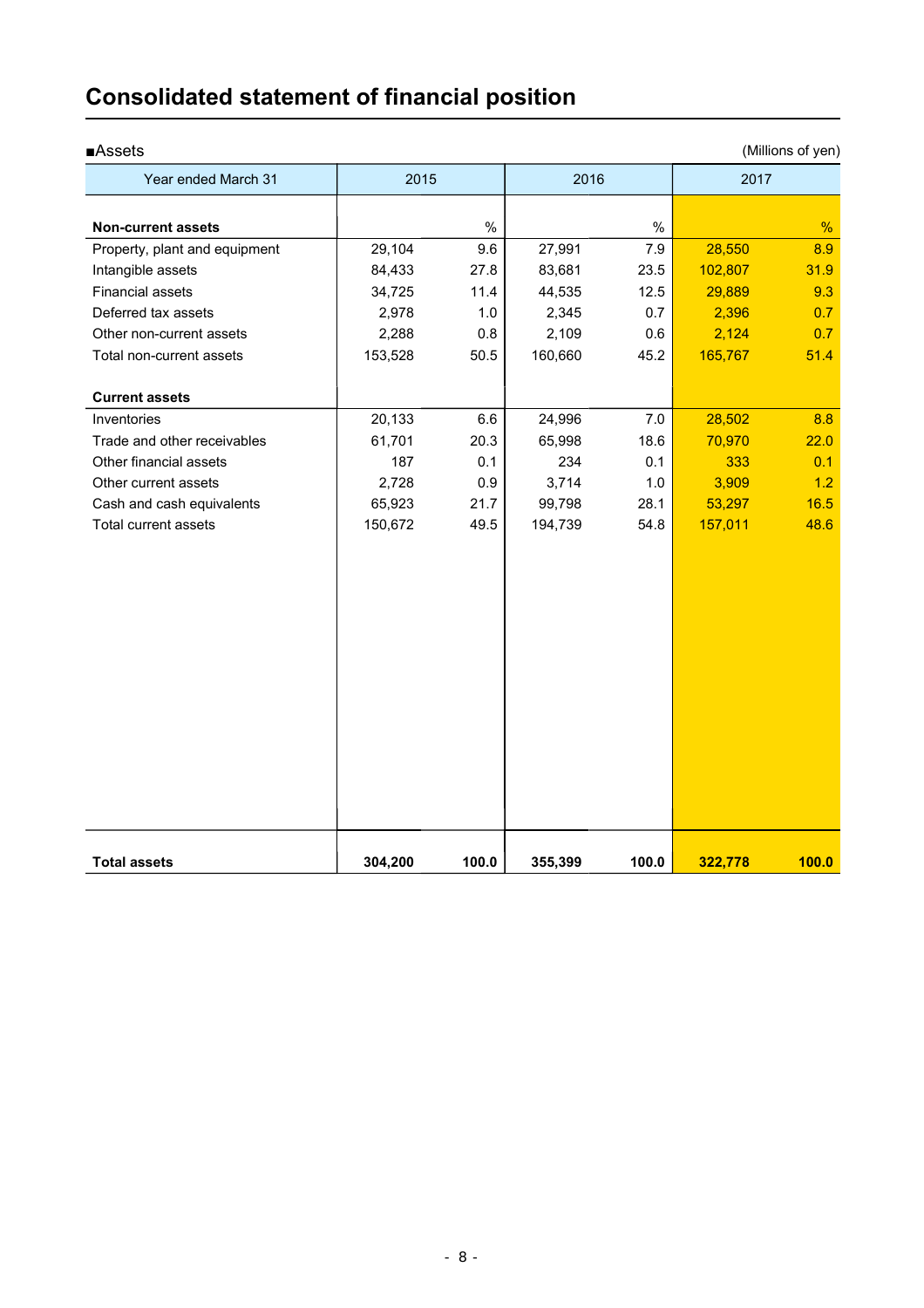# Consolidated statement of financial position

■Assets

(Millions of yen)

| Year ended March 31 | 2015 | | 2016 | | 2017 | |
|---|---|---|---|---|---|---|
| **Non-current assets** | | % | | % | | % |
| Property, plant and equipment | 29,104 | 9.6 | 27,991 | 7.9 | 28,550 | 8.9 |
| Intangible assets | 84,433 | 27.8 | 83,681 | 23.5 | 102,807 | 31.9 |
| Financial assets | 34,725 | 11.4 | 44,535 | 12.5 | 29,889 | 9.3 |
| Deferred tax assets | 2,978 | 1.0 | 2,345 | 0.7 | 2,396 | 0.7 |
| Other non-current assets | 2,288 | 0.8 | 2,109 | 0.6 | 2,124 | 0.7 |
| Total non-current assets | 153,528 | 50.5 | 160,660 | 45.2 | 165,767 | 51.4 |
| **Current assets** | | | | | | |
| Inventories | 20,133 | 6.6 | 24,996 | 7.0 | 28,502 | 8.8 |
| Trade and other receivables | 61,701 | 20.3 | 65,998 | 18.6 | 70,970 | 22.0 |
| Other financial assets | 187 | 0.1 | 234 | 0.1 | 333 | 0.1 |
| Other current assets | 2,728 | 0.9 | 3,714 | 1.0 | 3,909 | 1.2 |
| Cash and cash equivalents | 65,923 | 21.7 | 99,798 | 28.1 | 53,297 | 16.5 |
| Total current assets | 150,672 | 49.5 | 194,739 | 54.8 | 157,011 | 48.6 |
| **Total assets** | **304,200** | **100.0** | **355,399** | **100.0** | **322,778** | **100.0** |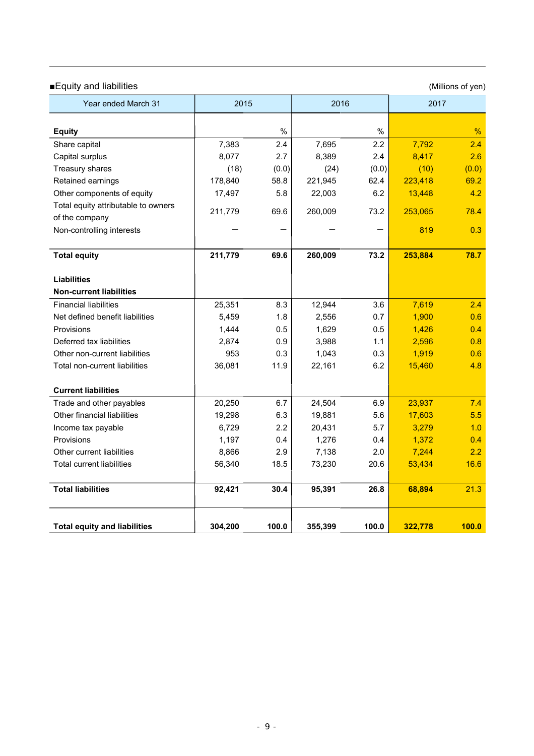■Equity and liabilities

(Millions of yen)

| Year ended March 31 | 2015 | | 2016 | | 2017 | |
|---|---|---|---|---|---|---|
| **Equity** | | % | | % | | % |
| Share capital | 7,383 | 2.4 | 7,695 | 2.2 | 7,792 | 2.4 |
| Capital surplus | 8,077 | 2.7 | 8,389 | 2.4 | 8,417 | 2.6 |
| Treasury shares | (18) | (0.0) | (24) | (0.0) | (10) | (0.0) |
| Retained earnings | 178,840 | 58.8 | 221,945 | 62.4 | 223,418 | 69.2 |
| Other components of equity | 17,497 | 5.8 | 22,003 | 6.2 | 13,448 | 4.2 |
| Total equity attributable to owners of the company | 211,779 | 69.6 | 260,009 | 73.2 | 253,065 | 78.4 |
| Non-controlling interests | ― | ― | ― | ― | 819 | 0.3 |
| **Total equity** | **211,779** | **69.6** | **260,009** | **73.2** | **253,884** | **78.7** |
| **Liabilities** | | | | | | |
| **Non-current liabilities** | | | | | | |
| Financial liabilities | 25,351 | 8.3 | 12,944 | 3.6 | 7,619 | 2.4 |
| Net defined benefit liabilities | 5,459 | 1.8 | 2,556 | 0.7 | 1,900 | 0.6 |
| Provisions | 1,444 | 0.5 | 1,629 | 0.5 | 1,426 | 0.4 |
| Deferred tax liabilities | 2,874 | 0.9 | 3,988 | 1.1 | 2,596 | 0.8 |
| Other non-current liabilities | 953 | 0.3 | 1,043 | 0.3 | 1,919 | 0.6 |
| Total non-current liabilities | 36,081 | 11.9 | 22,161 | 6.2 | 15,460 | 4.8 |
| **Current liabilities** | | | | | | |
| Trade and other payables | 20,250 | 6.7 | 24,504 | 6.9 | 23,937 | 7.4 |
| Other financial liabilities | 19,298 | 6.3 | 19,881 | 5.6 | 17,603 | 5.5 |
| Income tax payable | 6,729 | 2.2 | 20,431 | 5.7 | 3,279 | 1.0 |
| Provisions | 1,197 | 0.4 | 1,276 | 0.4 | 1,372 | 0.4 |
| Other current liabilities | 8,866 | 2.9 | 7,138 | 2.0 | 7,244 | 2.2 |
| Total current liabilities | 56,340 | 18.5 | 73,230 | 20.6 | 53,434 | 16.6 |
| **Total liabilities** | **92,421** | **30.4** | **95,391** | **26.8** | **68,894** | **21.3** |
| **Total equity and liabilities** | **304,200** | **100.0** | **355,399** | **100.0** | **322,778** | **100.0** |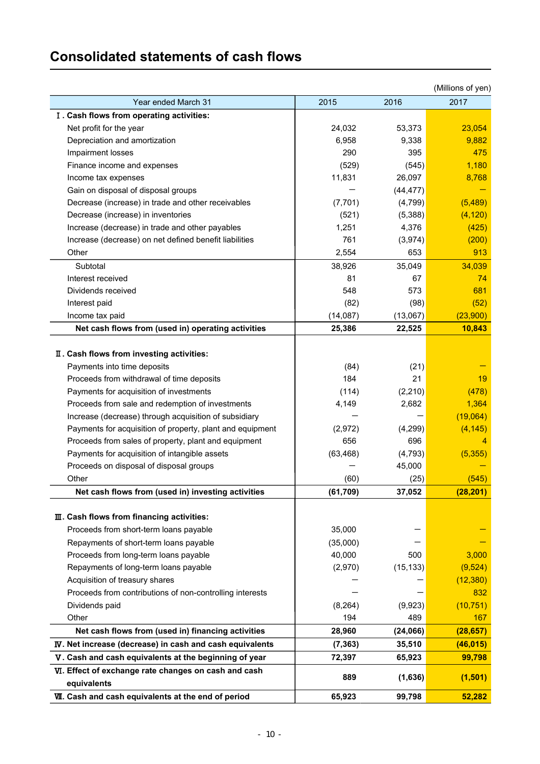# Consolidated statements of cash flows

(Millions of yen)

| Year ended March 31 | 2015 | 2016 | 2017 |
|---|---|---|---|
| **Ⅰ. Cash flows from operating activities:** | | | |
| Net profit for the year | 24,032 | 53,373 | 23,054 |
| Depreciation and amortization | 6,958 | 9,338 | 9,882 |
| Impairment losses | 290 | 395 | 475 |
| Finance income and expenses | (529) | (545) | 1,180 |
| Income tax expenses | 11,831 | 26,097 | 8,768 |
| Gain on disposal of disposal groups | ― | (44,477) | ― |
| Decrease (increase) in trade and other receivables | (7,701) | (4,799) | (5,489) |
| Decrease (increase) in inventories | (521) | (5,388) | (4,120) |
| Increase (decrease) in trade and other payables | 1,251 | 4,376 | (425) |
| Increase (decrease) on net defined benefit liabilities | 761 | (3,974) | (200) |
| Other | 2,554 | 653 | 913 |
| Subtotal | 38,926 | 35,049 | 34,039 |
| Interest received | 81 | 67 | 74 |
| Dividends received | 548 | 573 | 681 |
| Interest paid | (82) | (98) | (52) |
| Income tax paid | (14,087) | (13,067) | (23,900) |
| **Net cash flows from (used in) operating activities** | **25,386** | **22,525** | **10,843** |
| **Ⅱ. Cash flows from investing activities:** | | | |
| Payments into time deposits | (84) | (21) | ― |
| Proceeds from withdrawal of time deposits | 184 | 21 | 19 |
| Payments for acquisition of investments | (114) | (2,210) | (478) |
| Proceeds from sale and redemption of investments | 4,149 | 2,682 | 1,364 |
| Increase (decrease) through acquisition of subsidiary | ― | ― | (19,064) |
| Payments for acquisition of property, plant and equipment | (2,972) | (4,299) | (4,145) |
| Proceeds from sales of property, plant and equipment | 656 | 696 | 4 |
| Payments for acquisition of intangible assets | (63,468) | (4,793) | (5,355) |
| Proceeds on disposal of disposal groups | ― | 45,000 | ― |
| Other | (60) | (25) | (545) |
| **Net cash flows from (used in) investing activities** | **(61,709)** | **37,052** | **(28,201)** |
| **Ⅲ. Cash flows from financing activities:** | | | |
| Proceeds from short-term loans payable | 35,000 | ― | ― |
| Repayments of short-term loans payable | (35,000) | ― | ― |
| Proceeds from long-term loans payable | 40,000 | 500 | 3,000 |
| Repayments of long-term loans payable | (2,970) | (15,133) | (9,524) |
| Acquisition of treasury shares | ― | ― | (12,380) |
| Proceeds from contributions of non-controlling interests | ― | ― | 832 |
| Dividends paid | (8,264) | (9,923) | (10,751) |
| Other | 194 | 489 | 167 |
| **Net cash flows from (used in) financing activities** | **28,960** | **(24,066)** | **(28,657)** |
| **Ⅳ. Net increase (decrease) in cash and cash equivalents** | **(7,363)** | **35,510** | **(46,015)** |
| **Ⅴ. Cash and cash equivalents at the beginning of year** | **72,397** | **65,923** | **99,798** |
| **Ⅵ. Effect of exchange rate changes on cash and cash equivalents** | **889** | **(1,636)** | **(1,501)** |
| **Ⅶ. Cash and cash equivalents at the end of period** | **65,923** | **99,798** | **52,282** |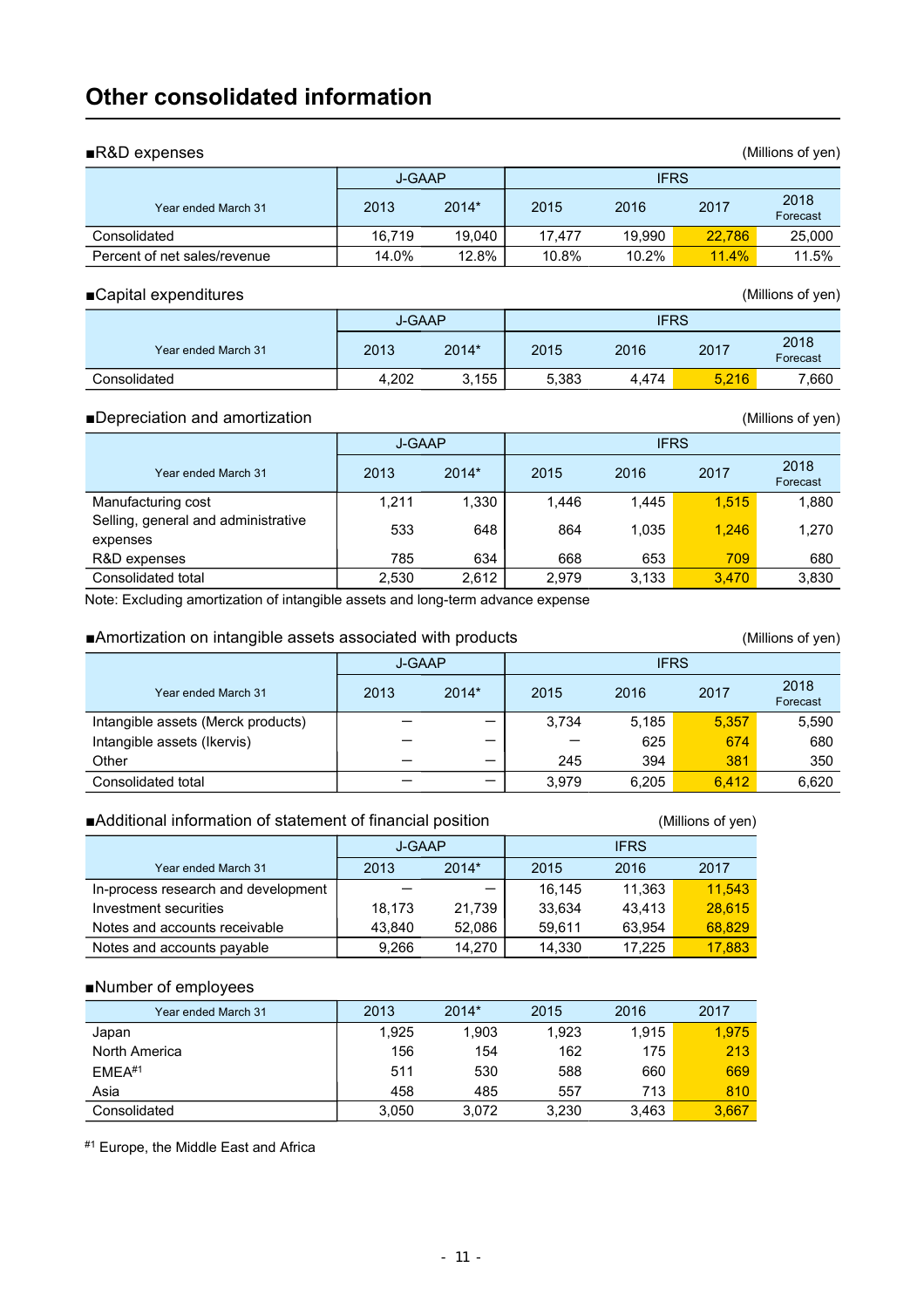# Other consolidated information

## ■R&D expenses

(Millions of yen)

| Year ended March 31 | J-GAAP | | IFRS | | | |
|---|---|---|---|---|---|---|
| | 2013 | 2014* | 2015 | 2016 | 2017 | 2018 Forecast |
| Consolidated | 16,719 | 19,040 | 17,477 | 19,990 | 22,786 | 25,000 |
| Percent of net sales/revenue | 14.0% | 12.8% | 10.8% | 10.2% | 11.4% | 11.5% |

## ■Capital expenditures

(Millions of yen)

| Year ended March 31 | J-GAAP | | IFRS | | | |
|---|---|---|---|---|---|---|
| | 2013 | 2014* | 2015 | 2016 | 2017 | 2018 Forecast |
| Consolidated | 4,202 | 3,155 | 5,383 | 4,474 | 5,216 | 7,660 |

## ■Depreciation and amortization

(Millions of yen)

| Year ended March 31 | J-GAAP | | IFRS | | | |
|---|---|---|---|---|---|---|
| | 2013 | 2014* | 2015 | 2016 | 2017 | 2018 Forecast |
| Manufacturing cost | 1,211 | 1,330 | 1,446 | 1,445 | 1,515 | 1,880 |
| Selling, general and administrative expenses | 533 | 648 | 864 | 1,035 | 1,246 | 1,270 |
| R&D expenses | 785 | 634 | 668 | 653 | 709 | 680 |
| Consolidated total | 2,530 | 2,612 | 2,979 | 3,133 | 3,470 | 3,830 |

Note: Excluding amortization of intangible assets and long-term advance expense

## ■Amortization on intangible assets associated with products

(Millions of yen)

| Year ended March 31 | J-GAAP | | IFRS | | | |
|---|---|---|---|---|---|---|
| | 2013 | 2014* | 2015 | 2016 | 2017 | 2018 Forecast |
| Intangible assets (Merck products) | — | — | 3,734 | 5,185 | 5,357 | 5,590 |
| Intangible assets (Ikervis) | — | — | — | 625 | 674 | 680 |
| Other | — | — | 245 | 394 | 381 | 350 |
| Consolidated total | — | — | 3,979 | 6,205 | 6,412 | 6,620 |

## ■Additional information of statement of financial position

(Millions of yen)

| Year ended March 31 | J-GAAP | | IFRS | | |
|---|---|---|---|---|---|
| | 2013 | 2014* | 2015 | 2016 | 2017 |
| In-process research and development | — | — | 16,145 | 11,363 | 11,543 |
| Investment securities | 18,173 | 21,739 | 33,634 | 43,413 | 28,615 |
| Notes and accounts receivable | 43,840 | 52,086 | 59,611 | 63,954 | 68,829 |
| Notes and accounts payable | 9,266 | 14,270 | 14,330 | 17,225 | 17,883 |

## ■Number of employees

| Year ended March 31 | 2013 | 2014* | 2015 | 2016 | 2017 |
|---|---|---|---|---|---|
| Japan | 1,925 | 1,903 | 1,923 | 1,915 | 1,975 |
| North America | 156 | 154 | 162 | 175 | 213 |
| EMEA[#1] | 511 | 530 | 588 | 660 | 669 |
| Asia | 458 | 485 | 557 | 713 | 810 |
| Consolidated | 3,050 | 3,072 | 3,230 | 3,463 | 3,667 |

[#1] Europe, the Middle East and Africa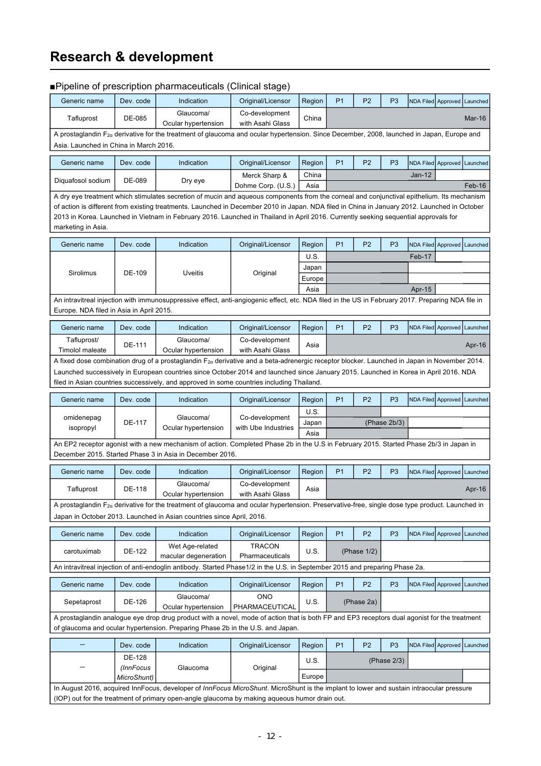# Research & development

■Pipeline of prescription pharmaceuticals (Clinical stage)

| Generic name | Dev. code | Indication | Original/Licensor | Region | P1 | P2 | P3 | NDA Filed | Approved | Launched |
|---|---|---|---|---|---|---|---|---|---|---|
| Tafluprost | DE-085 | Glaucoma/ Ocular hypertension | Co-development with Asahi Glass | China | | | | | | Mar-16 |

A prostaglandin $F_{2\alpha}$ derivative for the treatment of glaucoma and ocular hypertension. Since December, 2008, launched in Japan, Europe and Asia. Launched in China in March 2016.

| Generic name | Dev. code | Indication | Original/Licensor | Region | P1 | P2 | P3 | NDA Filed | Approved | Launched |
|---|---|---|---|---|---|---|---|---|---|---|
| Diquafosol sodium | DE-089 | Dry eye | Merck Sharp & Dohme Corp. (U.S.) | China | | | | Jan-12 | | |
| | | | | Asia | | | | | | Feb-16 |

A dry eye treatment which stimulates secretion of mucin and aqueous components from the corneal and conjunctival epithelium. Its mechanism of action is different from existing treatments. Launched in December 2010 in Japan. NDA filed in China in January 2012. Launched in October 2013 in Korea. Launched in Vietnam in February 2016. Launched in Thailand in April 2016. Currently seeking sequential approvals for marketing in Asia.

| Generic name | Dev. code | Indication | Original/Licensor | Region | P1 | P2 | P3 | NDA Filed | Approved | Launched |
|---|---|---|---|---|---|---|---|---|---|---|
| Sirolimus | DE-109 | Uveitis | Original | U.S. | | | | Feb-17 | | |
| | | | | Japan | | | | | | |
| | | | | Europe | | | | | | |
| | | | | Asia | | | | Apr-15 | | |

An intravitreal injection with immunosuppressive effect, anti-angiogenic effect, etc. NDA filed in the US in February 2017. Preparing NDA file in Europe. NDA filed in Asia in April 2015.

| Generic name | Dev. code | Indication | Original/Licensor | Region | P1 | P2 | P3 | NDA Filed | Approved | Launched |
|---|---|---|---|---|---|---|---|---|---|---|
| Tafluprost/ Timolol maleate | DE-111 | Glaucoma/ Ocular hypertension | Co-development with Asahi Glass | Asia | | | | | | Apr-16 |

A fixed dose combination drug of a prostaglandin $F_{2\alpha}$ derivative and a beta-adrenergic receptor blocker. Launched in Japan in November 2014. Launched successively in European countries since October 2014 and launched since January 2015. Launched in Korea in April 2016. NDA filed in Asian countries successively, and approved in some countries including Thailand.

| Generic name | Dev. code | Indication | Original/Licensor | Region | P1 | P2 | P3 | NDA Filed | Approved | Launched |
|---|---|---|---|---|---|---|---|---|---|---|
| omidenepag isopropyl | DE-117 | Glaucoma/ Ocular hypertension | Co-development with Ube Industries | U.S. | | | | | | |
| | | | | Japan | | | (Phase 2b/3) | | | |
| | | | | Asia | | | | | | |

An EP2 receptor agonist with a new mechanism of action. Completed Phase 2b in the U.S in February 2015. Started Phase 2b/3 in Japan in December 2015. Started Phase 3 in Asia in December 2016.

| Generic name | Dev. code | Indication | Original/Licensor | Region | P1 | P2 | P3 | NDA Filed | Approved | Launched |
|---|---|---|---|---|---|---|---|---|---|---|
| Tafluprost | DE-118 | Glaucoma/ Ocular hypertension | Co-development with Asahi Glass | Asia | | | | | | Apr-16 |

A prostaglandin $F_{2\alpha}$ derivative for the treatment of glaucoma and ocular hypertension. Preservative-free, single dose type product. Launched in Japan in October 2013. Launched in Asian countries since April, 2016.

| Generic name | Dev. code | Indication | Original/Licensor | Region | P1 | P2 | P3 | NDA Filed | Approved | Launched |
|---|---|---|---|---|---|---|---|---|---|---|
| carotuximab | DE-122 | Wet Age-related macular degeneration | TRACON Pharmaceuticals | U.S. | (Phase 1/2) | | | | | |

An intravitreal injection of anti-endoglin antibody. Started Phase1/2 in the U.S. in September 2015 and preparing Phase 2a.

| Generic name | Dev. code | Indication | Original/Licensor | Region | P1 | P2 | P3 | NDA Filed | Approved | Launched |
|---|---|---|---|---|---|---|---|---|---|---|
| Sepetaprost | DE-126 | Glaucoma/ Ocular hypertension | ONO PHARMACEUTICAL | U.S. | | (Phase 2a) | | | | |

A prostaglandin analogue eye drop drug product with a novel, mode of action that is both FP and EP3 receptors dual agonist for the treatment of glaucoma and ocular hypertension. Preparing Phase 2b in the U.S. and Japan.

| — | Dev. code | Indication | Original/Licensor | Region | P1 | P2 | P3 | NDA Filed | Approved | Launched |
|---|---|---|---|---|---|---|---|---|---|---|
| — | DE-128 *(InnFocus MicroShunt)* | Glaucoma | Original | U.S. | | | (Phase 2/3) | | | |
| | | | | Europe | | | | | | |

In August 2016, acquired InnFocus, developer of *InnFocus MicroShunt*. MicroShunt is the implant to lower and sustain intraocular pressure (IOP) out for the treatment of primary open-angle glaucoma by making aqueous humor drain out.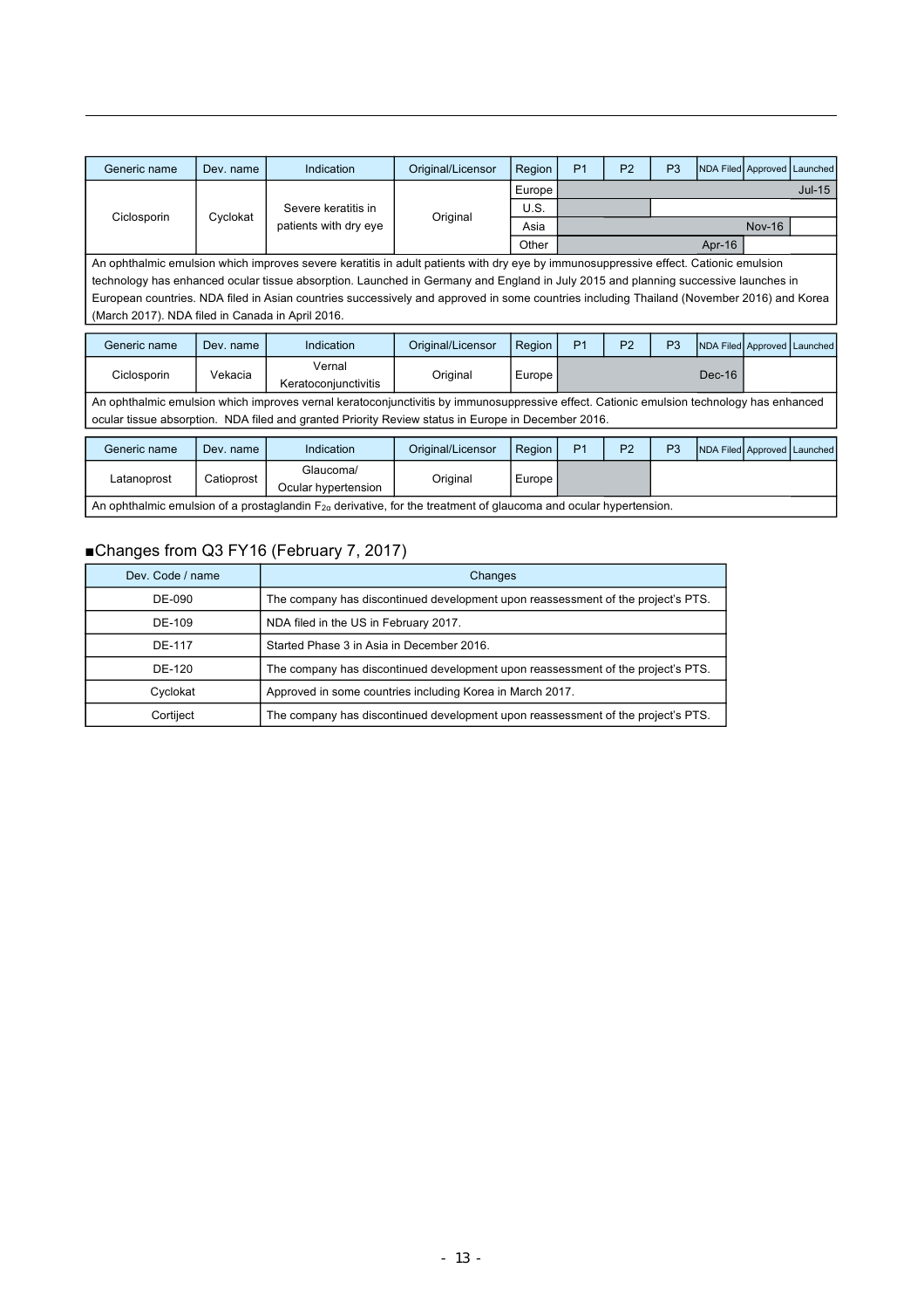| Generic name | Dev. name | Indication | Original/Licensor | Region | P1 | P2 | P3 | NDA Filed | Approved | Launched |
|---|---|---|---|---|---|---|---|---|---|---|
| Ciclosporin | Cyclokat | Severe keratitis in patients with dry eye | Original | Europe | | | | | | Jul-15 |
| | | | | U.S. | | | | | | |
| | | | | Asia | | | | | Nov-16 | |
| | | | | Other | | | | Apr-16 | | |

An ophthalmic emulsion which improves severe keratitis in adult patients with dry eye by immunosuppressive effect. Cationic emulsion technology has enhanced ocular tissue absorption. Launched in Germany and England in July 2015 and planning successive launches in European countries. NDA filed in Asian countries successively and approved in some countries including Thailand (November 2016) and Korea (March 2017). NDA filed in Canada in April 2016.

| Generic name | Dev. name | Indication | Original/Licensor | Region | P1 | P2 | P3 | NDA Filed | Approved | Launched |
|---|---|---|---|---|---|---|---|---|---|---|
| Ciclosporin | Vekacia | Vernal Keratoconjunctivitis | Original | Europe | | | | Dec-16 | | |

An ophthalmic emulsion which improves vernal keratoconjunctivitis by immunosuppressive effect. Cationic emulsion technology has enhanced ocular tissue absorption. NDA filed and granted Priority Review status in Europe in December 2016.

| Generic name | Dev. name | Indication | Original/Licensor | Region | P1 | P2 | P3 | NDA Filed | Approved | Launched |
|---|---|---|---|---|---|---|---|---|---|---|
| Latanoprost | Catioprost | Glaucoma/ Ocular hypertension | Original | Europe | | P2 | | | | |

An ophthalmic emulsion of a prostaglandin $F_{2\alpha}$ derivative, for the treatment of glaucoma and ocular hypertension.

■Changes from Q3 FY16 (February 7, 2017)

| Dev. Code / name | Changes |
|---|---|
| DE-090 | The company has discontinued development upon reassessment of the project's PTS. |
| DE-109 | NDA filed in the US in February 2017. |
| DE-117 | Started Phase 3 in Asia in December 2016. |
| DE-120 | The company has discontinued development upon reassessment of the project's PTS. |
| Cyclokat | Approved in some countries including Korea in March 2017. |
| Cortiject | The company has discontinued development upon reassessment of the project's PTS. |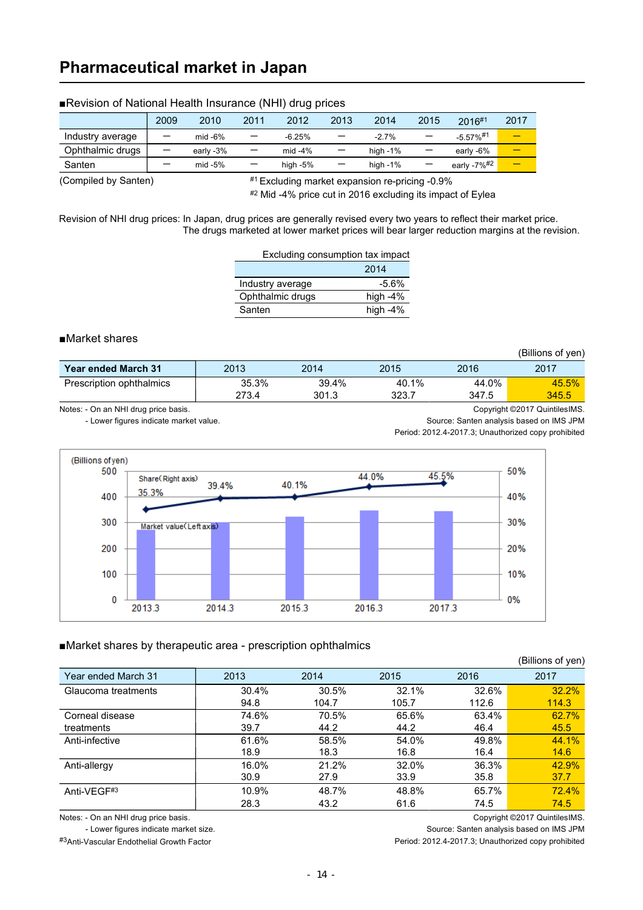# Pharmaceutical market in Japan

■Revision of National Health Insurance (NHI) drug prices

| | 2009 | 2010 | 2011 | 2012 | 2013 | 2014 | 2015 | 2016[#1] | 2017 |
|---|---|---|---|---|---|---|---|---|---|
| Industry average | — | mid -6% | — | -6.25% | — | -2.7% | — | -5.57%[#1] | — |
| Ophthalmic drugs | — | early -3% | — | mid -4% | — | high -1% | — | early -6% | — |
| Santen | — | mid -5% | — | high -5% | — | high -1% | — | early -7%[#2] | — |

(Compiled by Santen)

[#1] Excluding market expansion re-pricing -0.9%

[#2] Mid -4% price cut in 2016 excluding its impact of Eylea

Revision of NHI drug prices: In Japan, drug prices are generally revised every two years to reflect their market price. The drugs marketed at lower market prices will bear larger reduction margins at the revision.

Excluding consumption tax impact

| | 2014 |
|---|---|
| Industry average | -5.6% |
| Ophthalmic drugs | high -4% |
| Santen | high -4% |

■Market shares

(Billions of yen)

| Year ended March 31 | 2013 | 2014 | 2015 | 2016 | 2017 |
|---|---|---|---|---|---|
| Prescription ophthalmics | 35.3% | 39.4% | 40.1% | 44.0% | 45.5% |
| | 273.4 | 301.3 | 323.7 | 347.5 | 345.5 |

Notes: - On an NHI drug price basis.
- Lower figures indicate market value.

Copyright ©2017 QuintilesIMS.
Source: Santen analysis based on IMS JPM
Period: 2012.4-2017.3; Unauthorized copy prohibited

■Market shares by therapeutic area - prescription ophthalmics

(Billions of yen)

| Year ended March 31 | 2013 | 2014 | 2015 | 2016 | 2017 |
|---|---|---|---|---|---|
| Glaucoma treatments | 30.4% | 30.5% | 32.1% | 32.6% | 32.2% |
| | 94.8 | 104.7 | 105.7 | 112.6 | 114.3 |
| Corneal disease treatments | 74.6% | 70.5% | 65.6% | 63.4% | 62.7% |
| | 39.7 | 44.2 | 44.2 | 46.4 | 45.5 |
| Anti-infective | 61.6% | 58.5% | 54.0% | 49.8% | 44.1% |
| | 18.9 | 18.3 | 16.8 | 16.4 | 14.6 |
| Anti-allergy | 16.0% | 21.2% | 32.0% | 36.3% | 42.9% |
| | 30.9 | 27.9 | 33.9 | 35.8 | 37.7 |
| Anti-VEGF[#3] | 10.9% | 48.7% | 48.8% | 65.7% | 72.4% |
| | 28.3 | 43.2 | 61.6 | 74.5 | 74.5 |

Notes: - On an NHI drug price basis.
- Lower figures indicate market size.

[#3] Anti-Vascular Endothelial Growth Factor

Copyright ©2017 QuintilesIMS.
Source: Santen analysis based on IMS JPM
Period: 2012.4-2017.3; Unauthorized copy prohibited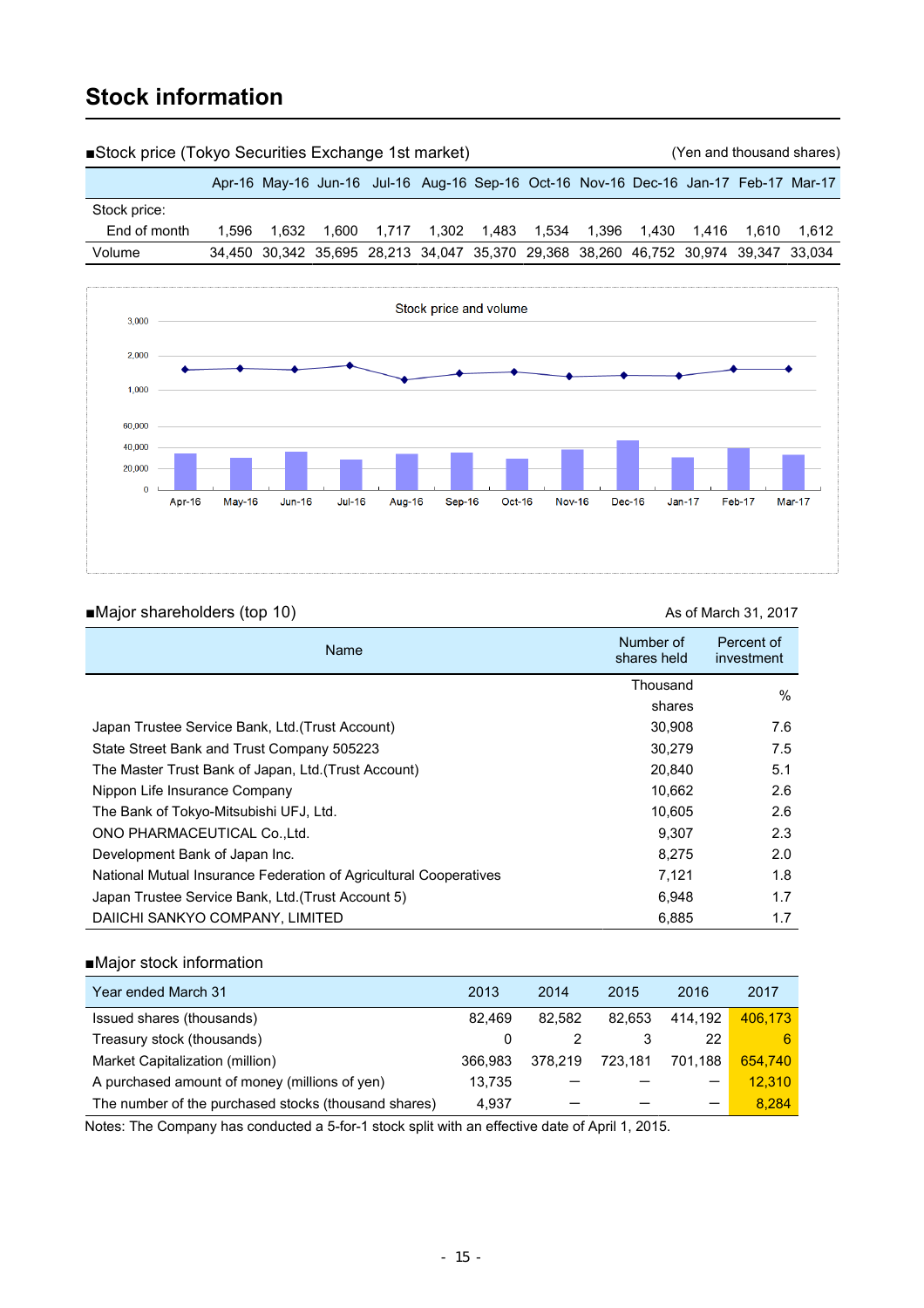# Stock information

■Stock price (Tokyo Securities Exchange 1st market)

(Yen and thousand shares)

| | Apr-16 | May-16 | Jun-16 | Jul-16 | Aug-16 | Sep-16 | Oct-16 | Nov-16 | Dec-16 | Jan-17 | Feb-17 | Mar-17 |
|---|---|---|---|---|---|---|---|---|---|---|---|---|
| Stock price: | | | | | | | | | | | | |
| End of month | 1,596 | 1,632 | 1,600 | 1,717 | 1,302 | 1,483 | 1,534 | 1,396 | 1,430 | 1,416 | 1,610 | 1,612 |
| Volume | 34,450 | 30,342 | 35,695 | 28,213 | 34,047 | 35,370 | 29,368 | 38,260 | 46,752 | 30,974 | 39,347 | 33,034 |

Stock price and volume

■Major shareholders (top 10)

As of March 31, 2017

| Name | Number of shares held | Percent of investment |
|---|---|---|
| | Thousand shares | % |
| Japan Trustee Service Bank, Ltd.(Trust Account) | 30,908 | 7.6 |
| State Street Bank and Trust Company 505223 | 30,279 | 7.5 |
| The Master Trust Bank of Japan, Ltd.(Trust Account) | 20,840 | 5.1 |
| Nippon Life Insurance Company | 10,662 | 2.6 |
| The Bank of Tokyo-Mitsubishi UFJ, Ltd. | 10,605 | 2.6 |
| ONO PHARMACEUTICAL Co.,Ltd. | 9,307 | 2.3 |
| Development Bank of Japan Inc. | 8,275 | 2.0 |
| National Mutual Insurance Federation of Agricultural Cooperatives | 7,121 | 1.8 |
| Japan Trustee Service Bank, Ltd.(Trust Account 5) | 6,948 | 1.7 |
| DAIICHI SANKYO COMPANY, LIMITED | 6,885 | 1.7 |

■Major stock information

| Year ended March 31 | 2013 | 2014 | 2015 | 2016 | 2017 |
|---|---|---|---|---|---|
| Issued shares (thousands) | 82,469 | 82,582 | 82,653 | 414,192 | 406,173 |
| Treasury stock (thousands) | 0 | 2 | 3 | 22 | 6 |
| Market Capitalization (million) | 366,983 | 378,219 | 723,181 | 701,188 | 654,740 |
| A purchased amount of money (millions of yen) | 13,735 | ― | ― | ― | 12,310 |
| The number of the purchased stocks (thousand shares) | 4,937 | ― | ― | ― | 8,284 |

Notes: The Company has conducted a 5-for-1 stock split with an effective date of April 1, 2015.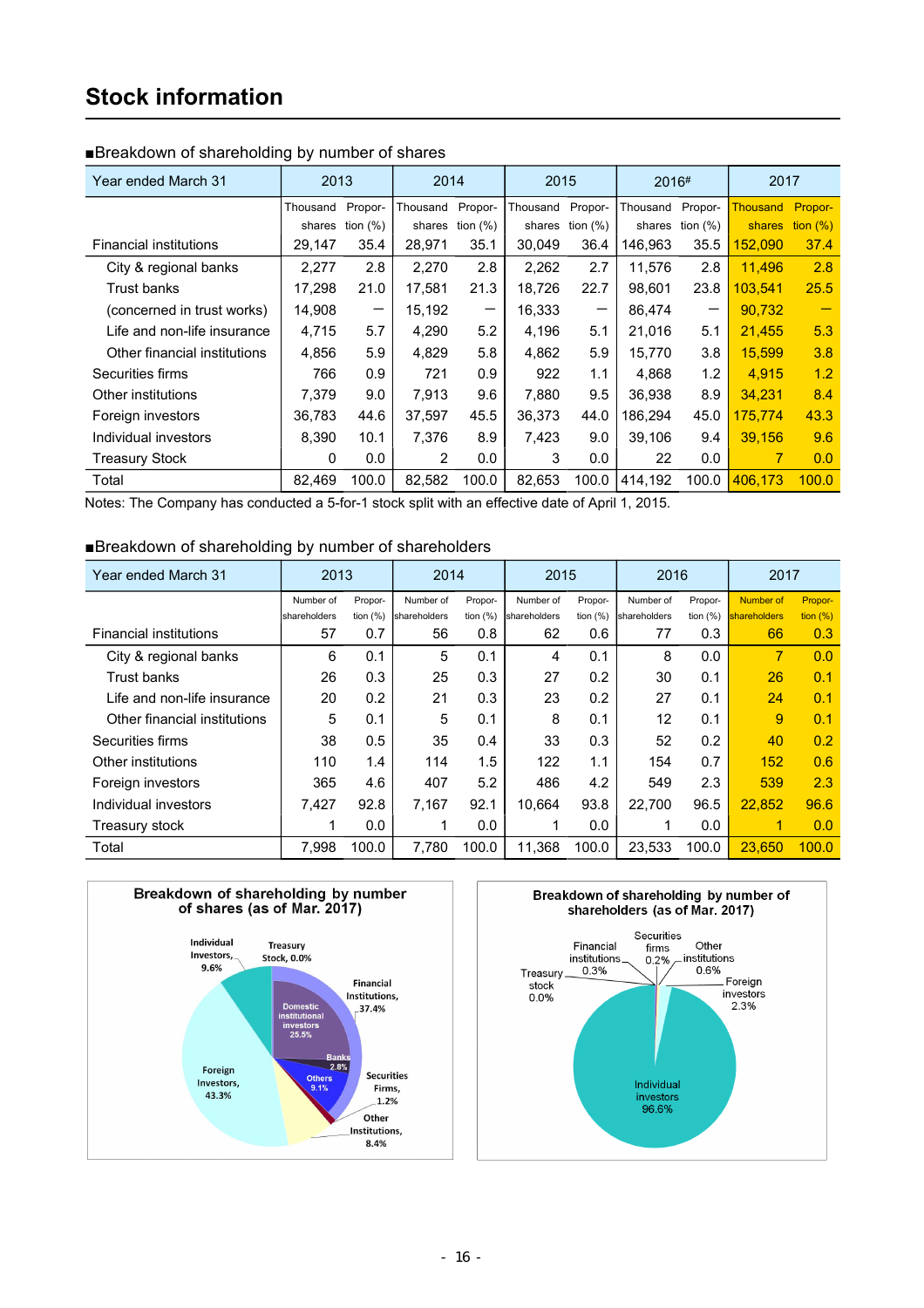# Stock information

■Breakdown of shareholding by number of shares

| Year ended March 31 | 2013 | | 2014 | | 2015 | | 2016# | | 2017 | |
|---|---|---|---|---|---|---|---|---|---|---|
| | Thousand shares | Proportion (%) | Thousand shares | Proportion (%) | Thousand shares | Proportion (%) | Thousand shares | Proportion (%) | Thousand shares | Proportion (%) |
| Financial institutions | 29,147 | 35.4 | 28,971 | 35.1 | 30,049 | 36.4 | 146,963 | 35.5 | 152,090 | 37.4 |
| City & regional banks | 2,277 | 2.8 | 2,270 | 2.8 | 2,262 | 2.7 | 11,576 | 2.8 | 11,496 | 2.8 |
| Trust banks | 17,298 | 21.0 | 17,581 | 21.3 | 18,726 | 22.7 | 98,601 | 23.8 | 103,541 | 25.5 |
| (concerned in trust works) | 14,908 | — | 15,192 | — | 16,333 | — | 86,474 | — | 90,732 | — |
| Life and non-life insurance | 4,715 | 5.7 | 4,290 | 5.2 | 4,196 | 5.1 | 21,016 | 5.1 | 21,455 | 5.3 |
| Other financial institutions | 4,856 | 5.9 | 4,829 | 5.8 | 4,862 | 5.9 | 15,770 | 3.8 | 15,599 | 3.8 |
| Securities firms | 766 | 0.9 | 721 | 0.9 | 922 | 1.1 | 4,868 | 1.2 | 4,915 | 1.2 |
| Other institutions | 7,379 | 9.0 | 7,913 | 9.6 | 7,880 | 9.5 | 36,938 | 8.9 | 34,231 | 8.4 |
| Foreign investors | 36,783 | 44.6 | 37,597 | 45.5 | 36,373 | 44.0 | 186,294 | 45.0 | 175,774 | 43.3 |
| Individual investors | 8,390 | 10.1 | 7,376 | 8.9 | 7,423 | 9.0 | 39,106 | 9.4 | 39,156 | 9.6 |
| Treasury Stock | 0 | 0.0 | 2 | 0.0 | 3 | 0.0 | 22 | 0.0 | 7 | 0.0 |
| Total | 82,469 | 100.0 | 82,582 | 100.0 | 82,653 | 100.0 | 414,192 | 100.0 | 406,173 | 100.0 |

Notes: The Company has conducted a 5-for-1 stock split with an effective date of April 1, 2015.

■Breakdown of shareholding by number of shareholders

| Year ended March 31 | 2013 | | 2014 | | 2015 | | 2016 | | 2017 | |
|---|---|---|---|---|---|---|---|---|---|---|
| | Number of shareholders | Proportion (%) | Number of shareholders | Proportion (%) | Number of shareholders | Proportion (%) | Number of shareholders | Proportion (%) | Number of shareholders | Proportion (%) |
| Financial institutions | 57 | 0.7 | 56 | 0.8 | 62 | 0.6 | 77 | 0.3 | 66 | 0.3 |
| City & regional banks | 6 | 0.1 | 5 | 0.1 | 4 | 0.1 | 8 | 0.0 | 7 | 0.0 |
| Trust banks | 26 | 0.3 | 25 | 0.3 | 27 | 0.2 | 30 | 0.1 | 26 | 0.1 |
| Life and non-life insurance | 20 | 0.2 | 21 | 0.3 | 23 | 0.2 | 27 | 0.1 | 24 | 0.1 |
| Other financial institutions | 5 | 0.1 | 5 | 0.1 | 8 | 0.1 | 12 | 0.1 | 9 | 0.1 |
| Securities firms | 38 | 0.5 | 35 | 0.4 | 33 | 0.3 | 52 | 0.2 | 40 | 0.2 |
| Other institutions | 110 | 1.4 | 114 | 1.5 | 122 | 1.1 | 154 | 0.7 | 152 | 0.6 |
| Foreign investors | 365 | 4.6 | 407 | 5.2 | 486 | 4.2 | 549 | 2.3 | 539 | 2.3 |
| Individual investors | 7,427 | 92.8 | 7,167 | 92.1 | 10,664 | 93.8 | 22,700 | 96.5 | 22,852 | 96.6 |
| Treasury stock | 1 | 0.0 | 1 | 0.0 | 1 | 0.0 | 1 | 0.0 | 1 | 0.0 |
| Total | 7,998 | 100.0 | 7,780 | 100.0 | 11,368 | 100.0 | 23,533 | 100.0 | 23,650 | 100.0 |

**Breakdown of shareholding by number of shares (as of Mar. 2017)**

Individual Investors, 9.6%; Treasury Stock, 0.0%; Financial Institutions, 37.4% (Domestic institutional investors 25.5%; Banks 2.8%; Others 9.1%); Securities Firms, 1.2%; Other Institutions, 8.4%; Foreign Investors, 43.3%

**Breakdown of shareholding by number of shareholders (as of Mar. 2017)**

Treasury stock 0.0%; Financial institutions 0.3%; Securities firms 0.2%; Other institutions 0.6%; Foreign investors 2.3%; Individual investors 96.6%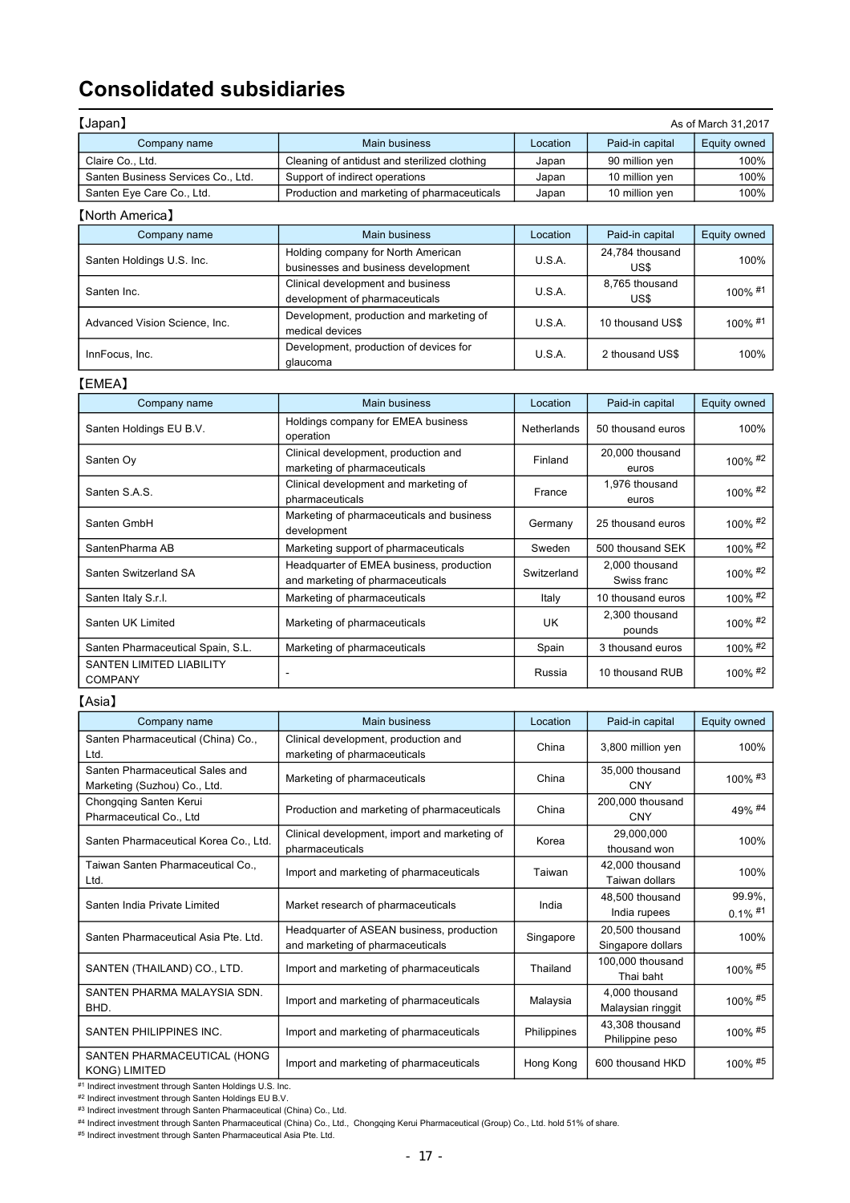# Consolidated subsidiaries

【Japan】

As of March 31,2017

| Company name | Main business | Location | Paid-in capital | Equity owned |
|---|---|---|---|---|
| Claire Co., Ltd. | Cleaning of antidust and sterilized clothing | Japan | 90 million yen | 100% |
| Santen Business Services Co., Ltd. | Support of indirect operations | Japan | 10 million yen | 100% |
| Santen Eye Care Co., Ltd. | Production and marketing of pharmaceuticals | Japan | 10 million yen | 100% |

【North America】

| Company name | Main business | Location | Paid-in capital | Equity owned |
|---|---|---|---|---|
| Santen Holdings U.S. Inc. | Holding company for North American businesses and business development | U.S.A. | 24,784 thousand US$ | 100% |
| Santen Inc. | Clinical development and business development of pharmaceuticals | U.S.A. | 8,765 thousand US$ | 100% #1 |
| Advanced Vision Science, Inc. | Development, production and marketing of medical devices | U.S.A. | 10 thousand US$ | 100% #1 |
| InnFocus, Inc. | Development, production of devices for glaucoma | U.S.A. | 2 thousand US$ | 100% |

【EMEA】

| Company name | Main business | Location | Paid-in capital | Equity owned |
|---|---|---|---|---|
| Santen Holdings EU B.V. | Holdings company for EMEA business operation | Netherlands | 50 thousand euros | 100% |
| Santen Oy | Clinical development, production and marketing of pharmaceuticals | Finland | 20,000 thousand euros | 100% #2 |
| Santen S.A.S. | Clinical development and marketing of pharmaceuticals | France | 1,976 thousand euros | 100% #2 |
| Santen GmbH | Marketing of pharmaceuticals and business development | Germany | 25 thousand euros | 100% #2 |
| SantenPharma AB | Marketing support of pharmaceuticals | Sweden | 500 thousand SEK | 100% #2 |
| Santen Switzerland SA | Headquarter of EMEA business, production and marketing of pharmaceuticals | Switzerland | 2,000 thousand Swiss franc | 100% #2 |
| Santen Italy S.r.l. | Marketing of pharmaceuticals | Italy | 10 thousand euros | 100% #2 |
| Santen UK Limited | Marketing of pharmaceuticals | UK | 2,300 thousand pounds | 100% #2 |
| Santen Pharmaceutical Spain, S.L. | Marketing of pharmaceuticals | Spain | 3 thousand euros | 100% #2 |
| SANTEN LIMITED LIABILITY COMPANY | - | Russia | 10 thousand RUB | 100% #2 |

【Asia】

| Company name | Main business | Location | Paid-in capital | Equity owned |
|---|---|---|---|---|
| Santen Pharmaceutical (China) Co., Ltd. | Clinical development, production and marketing of pharmaceuticals | China | 3,800 million yen | 100% |
| Santen Pharmaceutical Sales and Marketing (Suzhou) Co., Ltd. | Marketing of pharmaceuticals | China | 35,000 thousand CNY | 100% #3 |
| Chongqing Santen Kerui Pharmaceutical Co., Ltd | Production and marketing of pharmaceuticals | China | 200,000 thousand CNY | 49% #4 |
| Santen Pharmaceutical Korea Co., Ltd. | Clinical development, import and marketing of pharmaceuticals | Korea | 29,000,000 thousand won | 100% |
| Taiwan Santen Pharmaceutical Co., Ltd. | Import and marketing of pharmaceuticals | Taiwan | 42,000 thousand Taiwan dollars | 100% |
| Santen India Private Limited | Market research of pharmaceuticals | India | 48,500 thousand India rupees | 99.9%, 0.1% #1 |
| Santen Pharmaceutical Asia Pte. Ltd. | Headquarter of ASEAN business, production and marketing of pharmaceuticals | Singapore | 20,500 thousand Singapore dollars | 100% |
| SANTEN (THAILAND) CO., LTD. | Import and marketing of pharmaceuticals | Thailand | 100,000 thousand Thai baht | 100% #5 |
| SANTEN PHARMA MALAYSIA SDN. BHD. | Import and marketing of pharmaceuticals | Malaysia | 4,000 thousand Malaysian ringgit | 100% #5 |
| SANTEN PHILIPPINES INC. | Import and marketing of pharmaceuticals | Philippines | 43,308 thousand Philippine peso | 100% #5 |
| SANTEN PHARMACEUTICAL (HONG KONG) LIMITED | Import and marketing of pharmaceuticals | Hong Kong | 600 thousand HKD | 100% #5 |

#1 Indirect investment through Santen Holdings U.S. Inc.
#2 Indirect investment through Santen Holdings EU B.V.
#3 Indirect investment through Santen Pharmaceutical (China) Co., Ltd.
#4 Indirect investment through Santen Pharmaceutical (China) Co., Ltd., Chongqing Kerui Pharmaceutical (Group) Co., Ltd. hold 51% of share.
#5 Indirect investment through Santen Pharmaceutical Asia Pte. Ltd.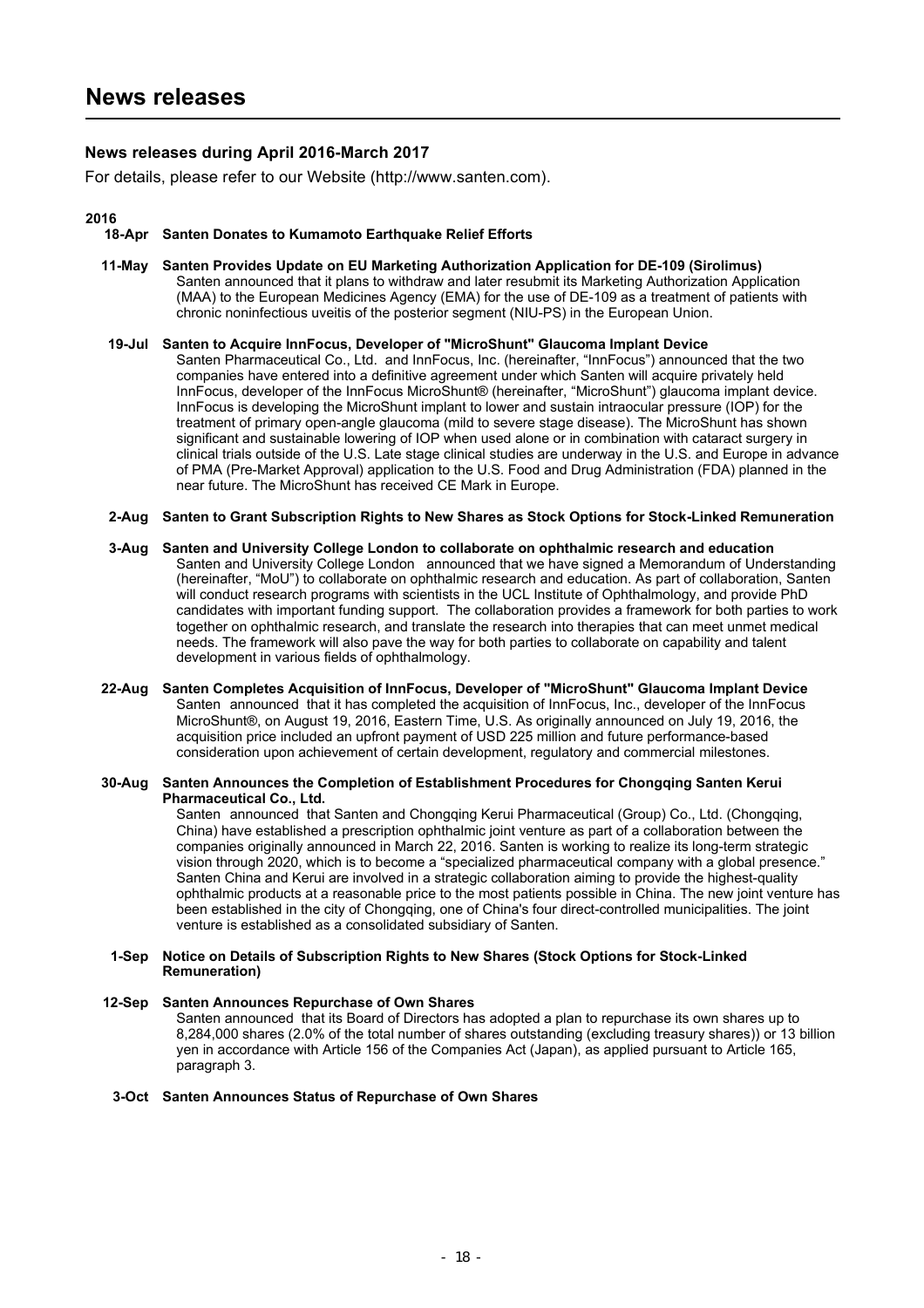# News releases

## News releases during April 2016-March 2017

For details, please refer to our Website (http://www.santen.com).

### 2016

**18-Apr Santen Donates to Kumamoto Earthquake Relief Efforts**

**11-May Santen Provides Update on EU Marketing Authorization Application for DE-109 (Sirolimus)**

Santen announced that it plans to withdraw and later resubmit its Marketing Authorization Application (MAA) to the European Medicines Agency (EMA) for the use of DE-109 as a treatment of patients with chronic noninfectious uveitis of the posterior segment (NIU-PS) in the European Union.

**19-Jul Santen to Acquire InnFocus, Developer of "MicroShunt" Glaucoma Implant Device**

Santen Pharmaceutical Co., Ltd. and InnFocus, Inc. (hereinafter, "InnFocus") announced that the two companies have entered into a definitive agreement under which Santen will acquire privately held InnFocus, developer of the InnFocus MicroShunt® (hereinafter, "MicroShunt") glaucoma implant device. InnFocus is developing the MicroShunt implant to lower and sustain intraocular pressure (IOP) for the treatment of primary open-angle glaucoma (mild to severe stage disease). The MicroShunt has shown significant and sustainable lowering of IOP when used alone or in combination with cataract surgery in clinical trials outside of the U.S. Late stage clinical studies are underway in the U.S. and Europe in advance of PMA (Pre-Market Approval) application to the U.S. Food and Drug Administration (FDA) planned in the near future. The MicroShunt has received CE Mark in Europe.

**2-Aug Santen to Grant Subscription Rights to New Shares as Stock Options for Stock-Linked Remuneration**

**3-Aug Santen and University College London to collaborate on ophthalmic research and education**

Santen and University College London announced that we have signed a Memorandum of Understanding (hereinafter, "MoU") to collaborate on ophthalmic research and education. As part of collaboration, Santen will conduct research programs with scientists in the UCL Institute of Ophthalmology, and provide PhD candidates with important funding support. The collaboration provides a framework for both parties to work together on ophthalmic research, and translate the research into therapies that can meet unmet medical needs. The framework will also pave the way for both parties to collaborate on capability and talent development in various fields of ophthalmology.

**22-Aug Santen Completes Acquisition of InnFocus, Developer of "MicroShunt" Glaucoma Implant Device**

Santen announced that it has completed the acquisition of InnFocus, Inc., developer of the InnFocus MicroShunt®, on August 19, 2016, Eastern Time, U.S. As originally announced on July 19, 2016, the acquisition price included an upfront payment of USD 225 million and future performance-based consideration upon achievement of certain development, regulatory and commercial milestones.

**30-Aug Santen Announces the Completion of Establishment Procedures for Chongqing Santen Kerui Pharmaceutical Co., Ltd.**

Santen announced that Santen and Chongqing Kerui Pharmaceutical (Group) Co., Ltd. (Chongqing, China) have established a prescription ophthalmic joint venture as part of a collaboration between the companies originally announced in March 22, 2016. Santen is working to realize its long-term strategic vision through 2020, which is to become a "specialized pharmaceutical company with a global presence." Santen China and Kerui are involved in a strategic collaboration aiming to provide the highest-quality ophthalmic products at a reasonable price to the most patients possible in China. The new joint venture has been established in the city of Chongqing, one of China's four direct-controlled municipalities. The joint venture is established as a consolidated subsidiary of Santen.

**1-Sep Notice on Details of Subscription Rights to New Shares (Stock Options for Stock-Linked Remuneration)**

**12-Sep Santen Announces Repurchase of Own Shares**

Santen announced that its Board of Directors has adopted a plan to repurchase its own shares up to 8,284,000 shares (2.0% of the total number of shares outstanding (excluding treasury shares)) or 13 billion yen in accordance with Article 156 of the Companies Act (Japan), as applied pursuant to Article 165, paragraph 3.

**3-Oct Santen Announces Status of Repurchase of Own Shares**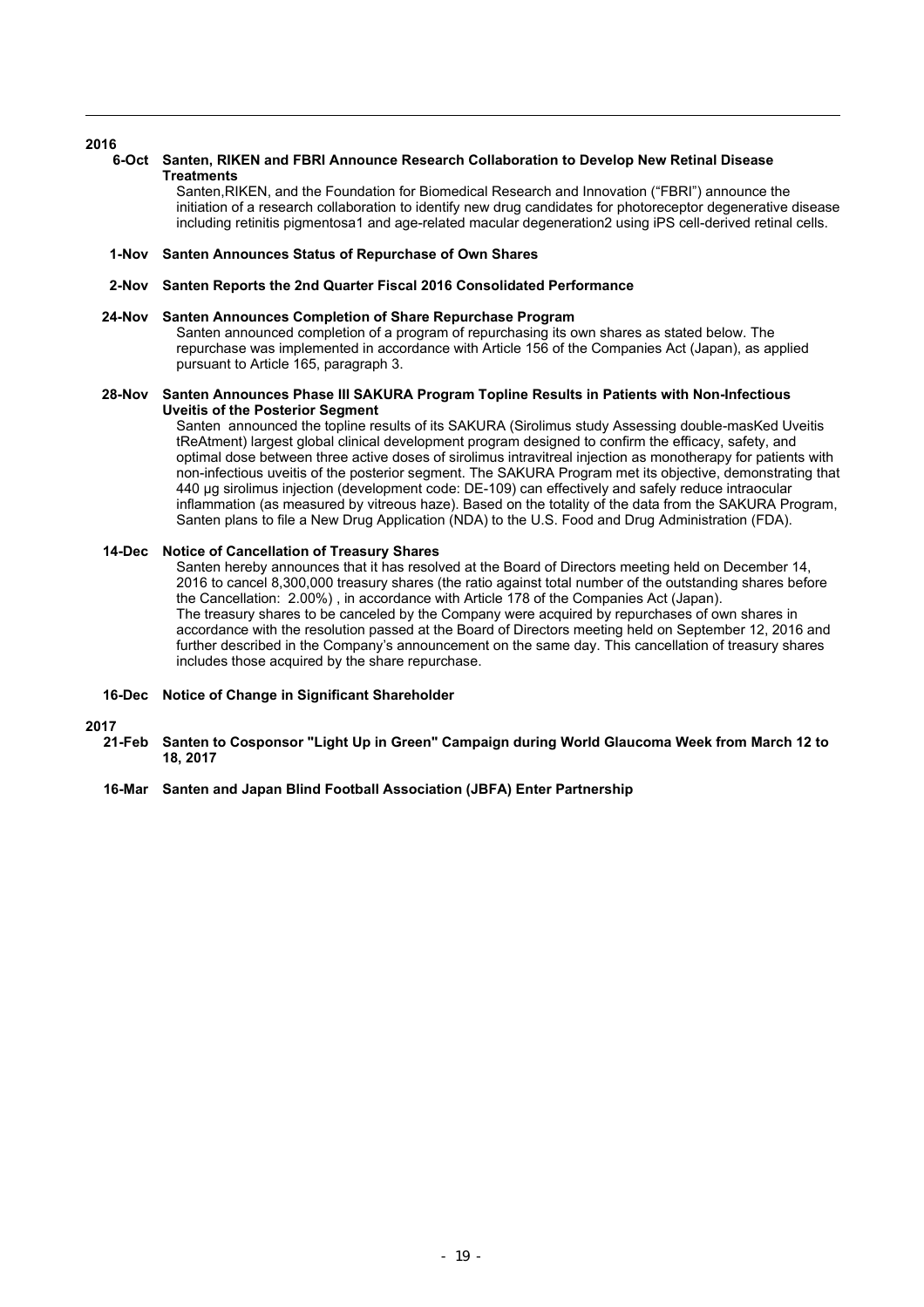**2016**

**6-Oct Santen, RIKEN and FBRI Announce Research Collaboration to Develop New Retinal Disease Treatments**

Santen,RIKEN, and the Foundation for Biomedical Research and Innovation ("FBRI") announce the initiation of a research collaboration to identify new drug candidates for photoreceptor degenerative disease including retinitis pigmentosa1 and age-related macular degeneration2 using iPS cell-derived retinal cells.

**1-Nov Santen Announces Status of Repurchase of Own Shares**

**2-Nov Santen Reports the 2nd Quarter Fiscal 2016 Consolidated Performance**

**24-Nov Santen Announces Completion of Share Repurchase Program**

Santen announced completion of a program of repurchasing its own shares as stated below. The repurchase was implemented in accordance with Article 156 of the Companies Act (Japan), as applied pursuant to Article 165, paragraph 3.

**28-Nov Santen Announces Phase III SAKURA Program Topline Results in Patients with Non-Infectious Uveitis of the Posterior Segment**

Santen announced the topline results of its SAKURA (Sirolimus study Assessing double-masKed Uveitis tReAtment) largest global clinical development program designed to confirm the efficacy, safety, and optimal dose between three active doses of sirolimus intravitreal injection as monotherapy for patients with non-infectious uveitis of the posterior segment. The SAKURA Program met its objective, demonstrating that 440 µg sirolimus injection (development code: DE-109) can effectively and safely reduce intraocular inflammation (as measured by vitreous haze). Based on the totality of the data from the SAKURA Program, Santen plans to file a New Drug Application (NDA) to the U.S. Food and Drug Administration (FDA).

**14-Dec Notice of Cancellation of Treasury Shares**

Santen hereby announces that it has resolved at the Board of Directors meeting held on December 14, 2016 to cancel 8,300,000 treasury shares (the ratio against total number of the outstanding shares before the Cancellation: 2.00%) , in accordance with Article 178 of the Companies Act (Japan).
The treasury shares to be canceled by the Company were acquired by repurchases of own shares in accordance with the resolution passed at the Board of Directors meeting held on September 12, 2016 and further described in the Company's announcement on the same day. This cancellation of treasury shares includes those acquired by the share repurchase.

**16-Dec Notice of Change in Significant Shareholder**

**2017**

**21-Feb Santen to Cosponsor "Light Up in Green" Campaign during World Glaucoma Week from March 12 to 18, 2017**

**16-Mar Santen and Japan Blind Football Association (JBFA) Enter Partnership**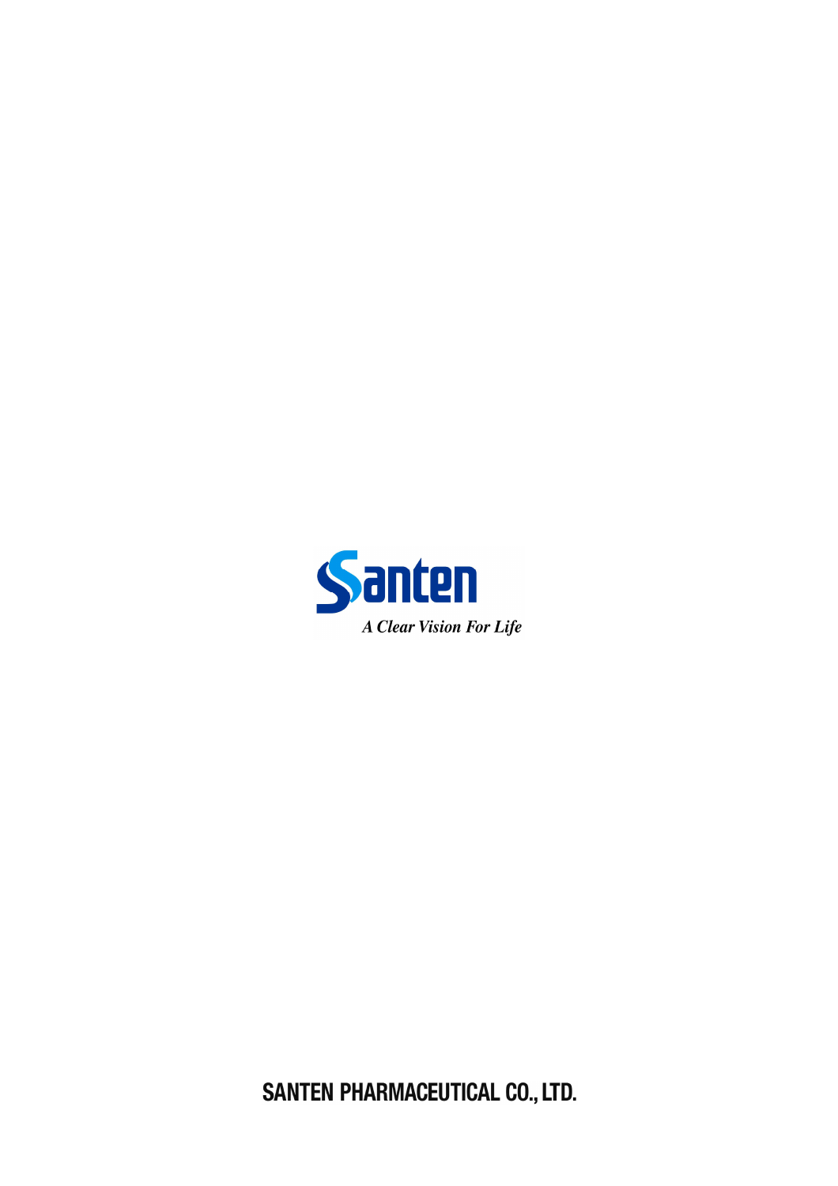Santen

*A Clear Vision For Life*

**SANTEN PHARMACEUTICAL CO., LTD.**